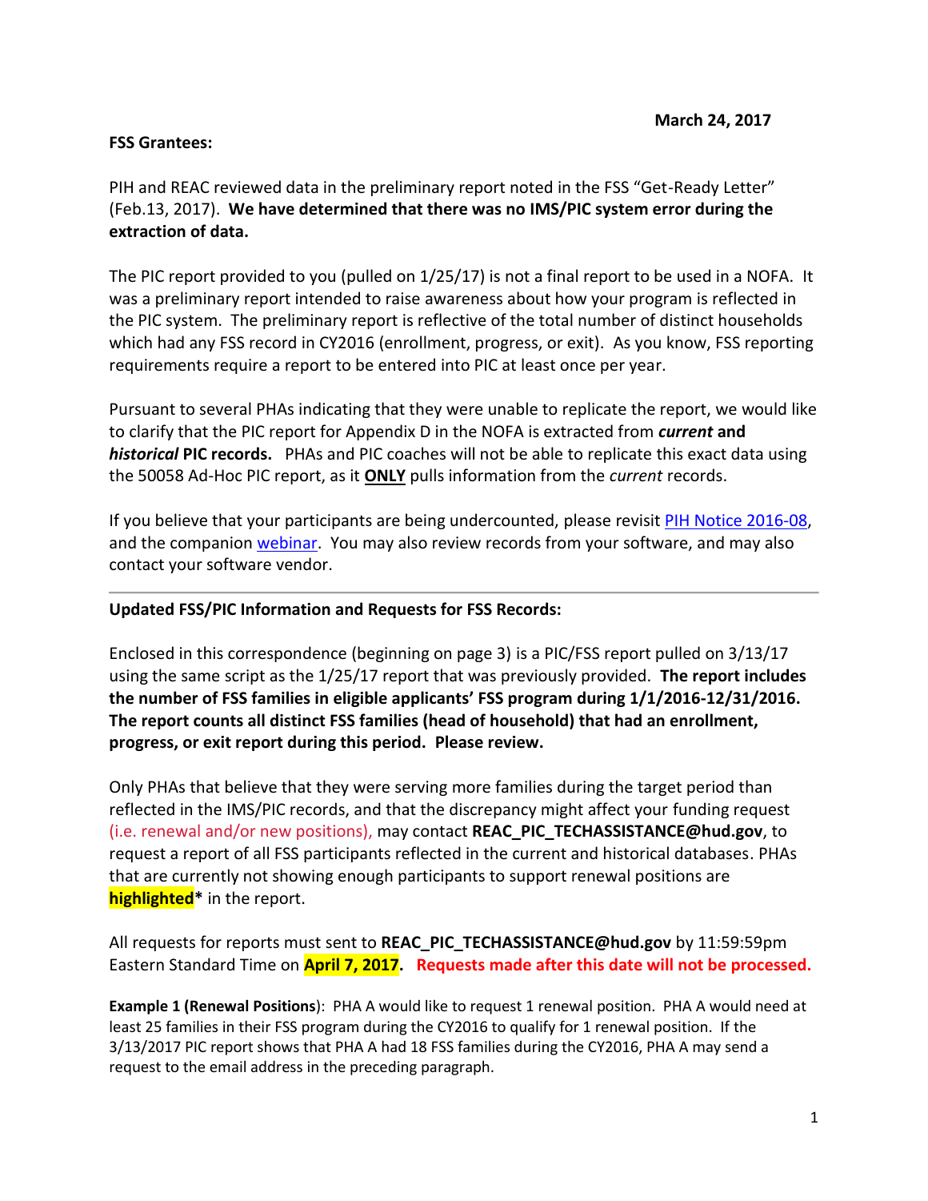**March 24, 2017**

**FSS Grantees:**

PIH and REAC reviewed data in the preliminary report noted in the FSS "Get-Ready Letter" (Feb.13, 2017). **We have determined that there was no IMS/PIC system error during the extraction of data.**

The PIC report provided to you (pulled on 1/25/17) is not a final report to be used in a NOFA. It was a preliminary report intended to raise awareness about how your program is reflected in the PIC system. The preliminary report is reflective of the total number of distinct households which had any FSS record in CY2016 (enrollment, progress, or exit). As you know, FSS reporting requirements require a report to be entered into PIC at least once per year.

Pursuant to several PHAs indicating that they were unable to replicate the report, we would like to clarify that the PIC report for Appendix D in the NOFA is extracted from ***current*** **and** ***historical*** **PIC records.** PHAs and PIC coaches will not be able to replicate this exact data using the 50058 Ad-Hoc PIC report, as it **ONLY** pulls information from the *current* records.

If you believe that your participants are being undercounted, please revisit PIH Notice 2016-08, and the companion webinar. You may also review records from your software, and may also contact your software vendor.

---

**Updated FSS/PIC Information and Requests for FSS Records:**

Enclosed in this correspondence (beginning on page 3) is a PIC/FSS report pulled on 3/13/17 using the same script as the 1/25/17 report that was previously provided. **The report includes the number of FSS families in eligible applicants' FSS program during 1/1/2016-12/31/2016. The report counts all distinct FSS families (head of household) that had an enrollment, progress, or exit report during this period. Please review.**

Only PHAs that believe that they were serving more families during the target period than reflected in the IMS/PIC records, and that the discrepancy might affect your funding request (i.e. renewal and/or new positions), may contact **REAC_PIC_TECHASSISTANCE@hud.gov**, to request a report of all FSS participants reflected in the current and historical databases. PHAs that are currently not showing enough participants to support renewal positions are **highlighted*** in the report.

All requests for reports must sent to **REAC_PIC_TECHASSISTANCE@hud.gov** by 11:59:59pm Eastern Standard Time on **April 7, 2017**. **Requests made after this date will not be processed.**

**Example 1 (Renewal Positions)**: PHA A would like to request 1 renewal position. PHA A would need at least 25 families in their FSS program during the CY2016 to qualify for 1 renewal position. If the 3/13/2017 PIC report shows that PHA A had 18 FSS families during the CY2016, PHA A may send a request to the email address in the preceding paragraph.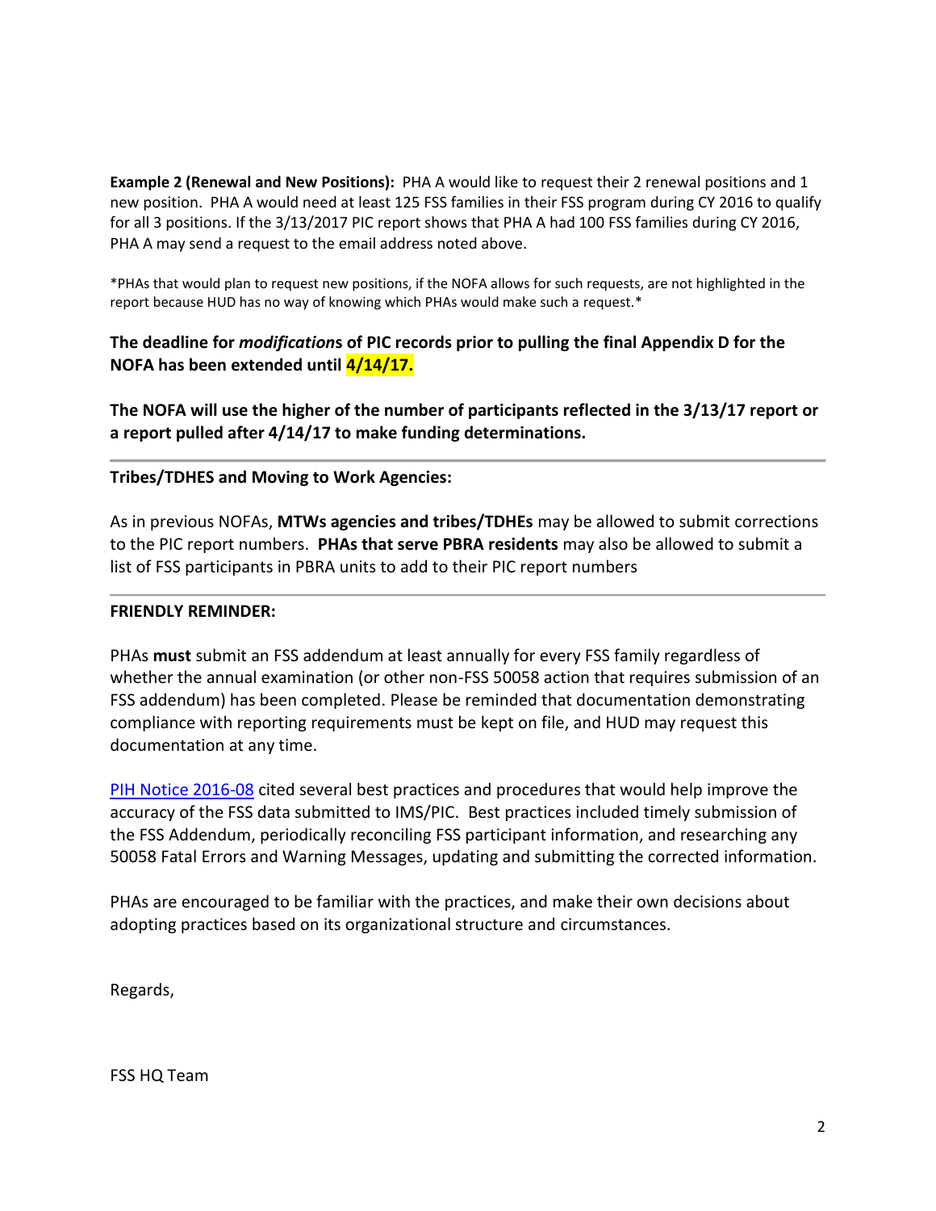**Example 2 (Renewal and New Positions):** PHA A would like to request their 2 renewal positions and 1 new position. PHA A would need at least 125 FSS families in their FSS program during CY 2016 to qualify for all 3 positions. If the 3/13/2017 PIC report shows that PHA A had 100 FSS families during CY 2016, PHA A may send a request to the email address noted above.

*PHAs that would plan to request new positions, if the NOFA allows for such requests, are not highlighted in the report because HUD has no way of knowing which PHAs would make such a request.*

**The deadline for *modification*s of PIC records prior to pulling the final Appendix D for the NOFA has been extended until 4/14/17.**

**The NOFA will use the higher of the number of participants reflected in the 3/13/17 report or a report pulled after 4/14/17 to make funding determinations.**

---

**Tribes/TDHES and Moving to Work Agencies:**

As in previous NOFAs, **MTWs agencies and tribes/TDHEs** may be allowed to submit corrections to the PIC report numbers. **PHAs that serve PBRA residents** may also be allowed to submit a list of FSS participants in PBRA units to add to their PIC report numbers

---

**FRIENDLY REMINDER:**

PHAs **must** submit an FSS addendum at least annually for every FSS family regardless of whether the annual examination (or other non-FSS 50058 action that requires submission of an FSS addendum) has been completed. Please be reminded that documentation demonstrating compliance with reporting requirements must be kept on file, and HUD may request this documentation at any time.

PIH Notice 2016-08 cited several best practices and procedures that would help improve the accuracy of the FSS data submitted to IMS/PIC. Best practices included timely submission of the FSS Addendum, periodically reconciling FSS participant information, and researching any 50058 Fatal Errors and Warning Messages, updating and submitting the corrected information.

PHAs are encouraged to be familiar with the practices, and make their own decisions about adopting practices based on its organizational structure and circumstances.

Regards,

FSS HQ Team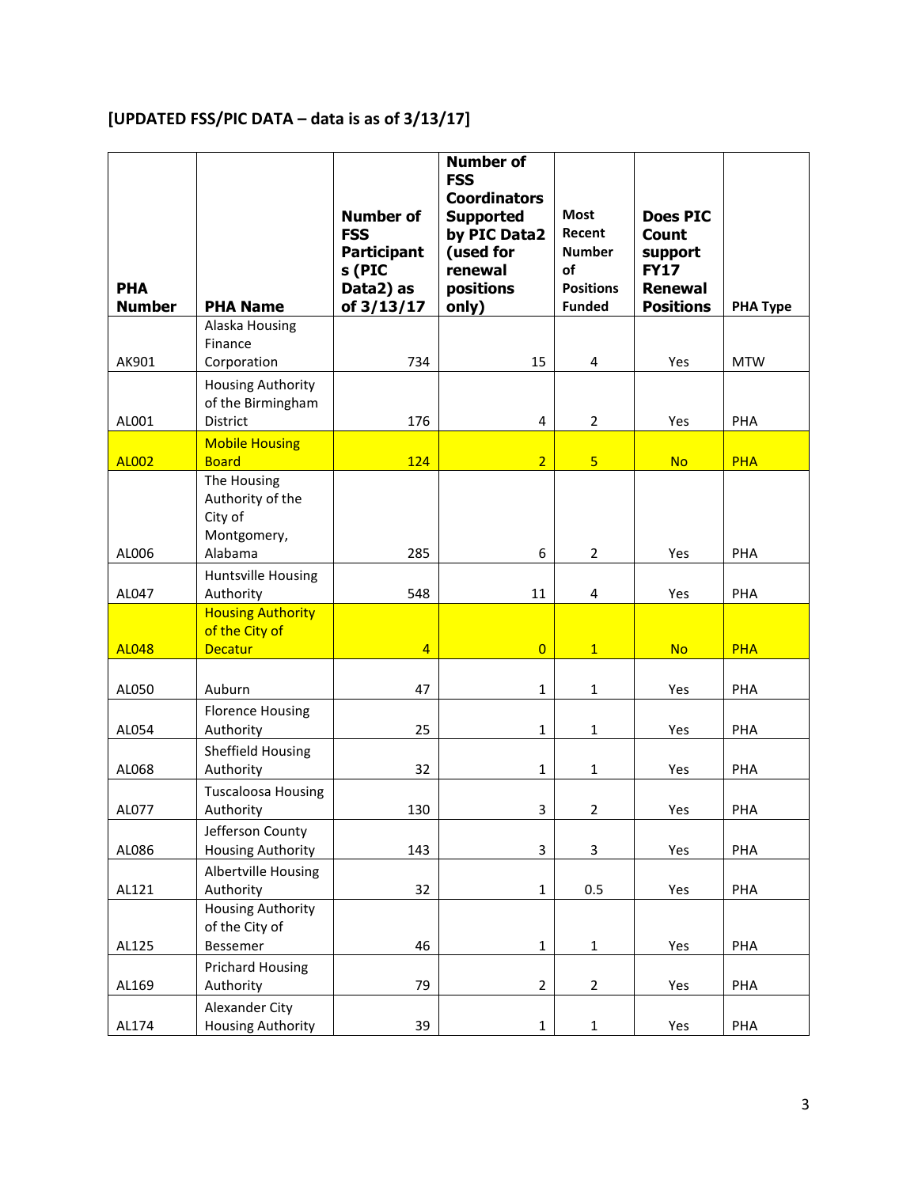**[UPDATED FSS/PIC DATA – data is as of 3/13/17]**

| PHA Number | PHA Name | Number of FSS Participants (PIC Data2) as of 3/13/17 | Number of FSS Coordinators Supported by PIC Data2 (used for renewal positions only) | Most Recent Number of Positions Funded | Does PIC Count support FY17 Renewal Positions | PHA Type |
|---|---|---|---|---|---|---|
| AK901 | Alaska Housing Finance Corporation | 734 | 15 | 4 | Yes | MTW |
| AL001 | Housing Authority of the Birmingham District | 176 | 4 | 2 | Yes | PHA |
| AL002 | Mobile Housing Board | 124 | 2 | 5 | No | PHA |
| AL006 | The Housing Authority of the City of Montgomery, Alabama | 285 | 6 | 2 | Yes | PHA |
| AL047 | Huntsville Housing Authority | 548 | 11 | 4 | Yes | PHA |
| AL048 | Housing Authority of the City of Decatur | 4 | 0 | 1 | No | PHA |
| AL050 | Auburn | 47 | 1 | 1 | Yes | PHA |
| AL054 | Florence Housing Authority | 25 | 1 | 1 | Yes | PHA |
| AL068 | Sheffield Housing Authority | 32 | 1 | 1 | Yes | PHA |
| AL077 | Tuscaloosa Housing Authority | 130 | 3 | 2 | Yes | PHA |
| AL086 | Jefferson County Housing Authority | 143 | 3 | 3 | Yes | PHA |
| AL121 | Albertville Housing Authority | 32 | 1 | 0.5 | Yes | PHA |
| AL125 | Housing Authority of the City of Bessemer | 46 | 1 | 1 | Yes | PHA |
| AL169 | Prichard Housing Authority | 79 | 2 | 2 | Yes | PHA |
| AL174 | Alexander City Housing Authority | 39 | 1 | 1 | Yes | PHA |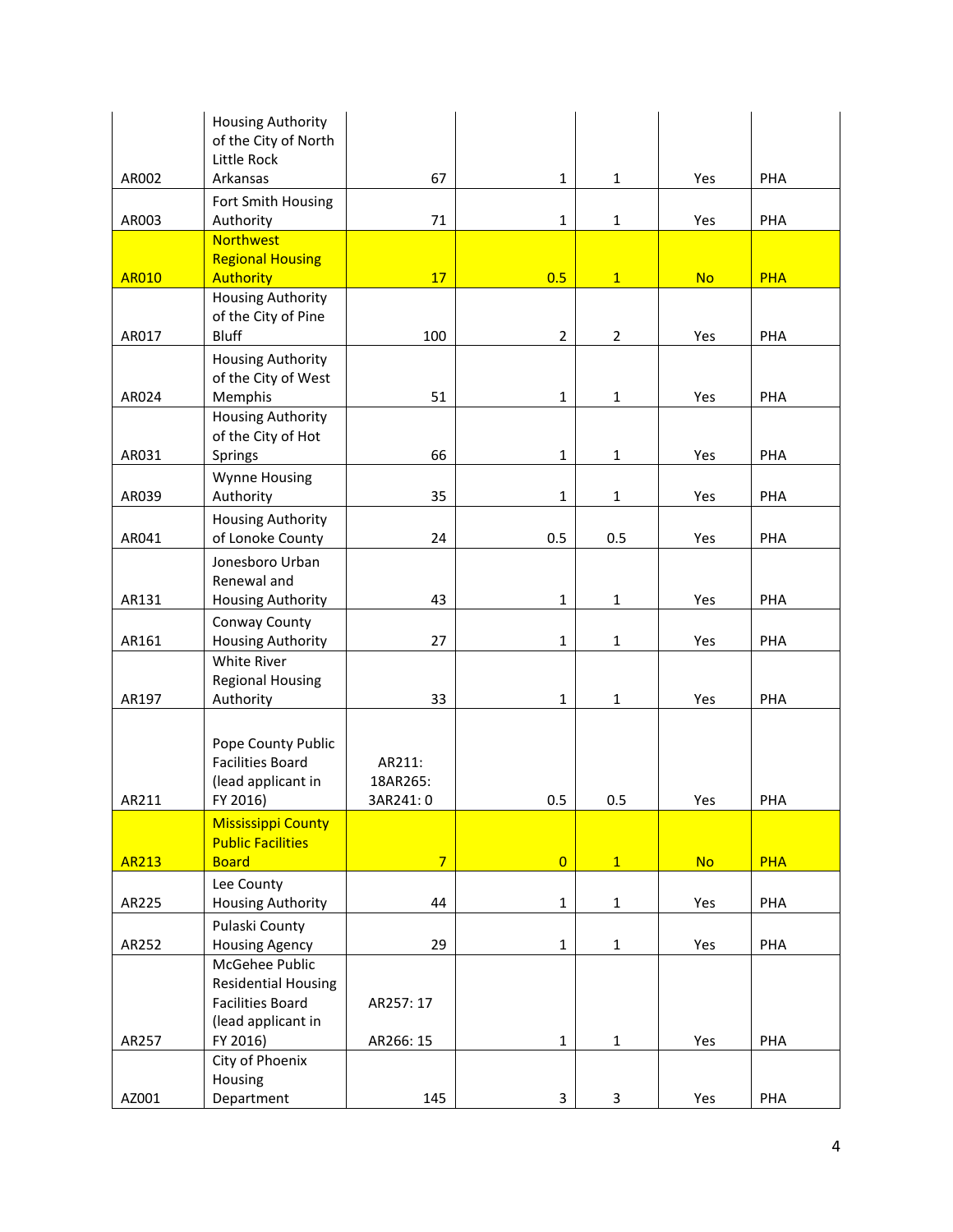| | | | | | | |
|---|---|---|---|---|---|---|
| AR002 | Housing Authority of the City of North Little Rock Arkansas | 67 | 1 | 1 | Yes | PHA |
| AR003 | Fort Smith Housing Authority | 71 | 1 | 1 | Yes | PHA |
| AR010 | Northwest Regional Housing Authority | 17 | 0.5 | 1 | No | PHA |
| AR017 | Housing Authority of the City of Pine Bluff | 100 | 2 | 2 | Yes | PHA |
| AR024 | Housing Authority of the City of West Memphis | 51 | 1 | 1 | Yes | PHA |
| AR031 | Housing Authority of the City of Hot Springs | 66 | 1 | 1 | Yes | PHA |
| AR039 | Wynne Housing Authority | 35 | 1 | 1 | Yes | PHA |
| AR041 | Housing Authority of Lonoke County | 24 | 0.5 | 0.5 | Yes | PHA |
| AR131 | Jonesboro Urban Renewal and Housing Authority | 43 | 1 | 1 | Yes | PHA |
| AR161 | Conway County Housing Authority | 27 | 1 | 1 | Yes | PHA |
| AR197 | White River Regional Housing Authority | 33 | 1 | 1 | Yes | PHA |
| AR211 | Pope County Public Facilities Board (lead applicant in FY 2016) | AR211: 18AR265: 3AR241: 0 | 0.5 | 0.5 | Yes | PHA |
| AR213 | Mississippi County Public Facilities Board | 7 | 0 | 1 | No | PHA |
| AR225 | Lee County Housing Authority | 44 | 1 | 1 | Yes | PHA |
| AR252 | Pulaski County Housing Agency | 29 | 1 | 1 | Yes | PHA |
| AR257 | McGehee Public Residential Housing Facilities Board (lead applicant in FY 2016) | AR257: 17 AR266: 15 | 1 | 1 | Yes | PHA |
| AZ001 | City of Phoenix Housing Department | 145 | 3 | 3 | Yes | PHA |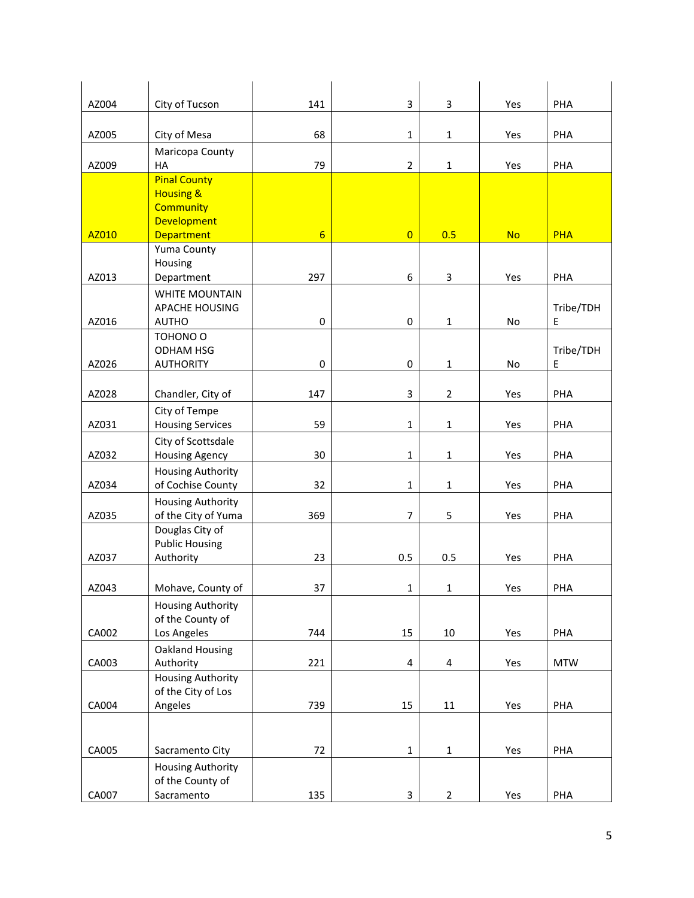| | | | | | | |
|---|---|---|---|---|---|---|
| AZ004 | City of Tucson | 141 | 3 | 3 | Yes | PHA |
| AZ005 | City of Mesa | 68 | 1 | 1 | Yes | PHA |
| AZ009 | Maricopa County HA | 79 | 2 | 1 | Yes | PHA |
| AZ010 | Pinal County Housing & Community Development Department | 6 | 0 | 0.5 | No | PHA |
| AZ013 | Yuma County Housing Department | 297 | 6 | 3 | Yes | PHA |
| AZ016 | WHITE MOUNTAIN APACHE HOUSING AUTHO | 0 | 0 | 1 | No | Tribe/TDHE |
| AZ026 | TOHONO O ODHAM HSG AUTHORITY | 0 | 0 | 1 | No | Tribe/TDHE |
| AZ028 | Chandler, City of | 147 | 3 | 2 | Yes | PHA |
| AZ031 | City of Tempe Housing Services | 59 | 1 | 1 | Yes | PHA |
| AZ032 | City of Scottsdale Housing Agency | 30 | 1 | 1 | Yes | PHA |
| AZ034 | Housing Authority of Cochise County | 32 | 1 | 1 | Yes | PHA |
| AZ035 | Housing Authority of the City of Yuma | 369 | 7 | 5 | Yes | PHA |
| AZ037 | Douglas City of Public Housing Authority | 23 | 0.5 | 0.5 | Yes | PHA |
| AZ043 | Mohave, County of | 37 | 1 | 1 | Yes | PHA |
| CA002 | Housing Authority of the County of Los Angeles | 744 | 15 | 10 | Yes | PHA |
| CA003 | Oakland Housing Authority | 221 | 4 | 4 | Yes | MTW |
| CA004 | Housing Authority of the City of Los Angeles | 739 | 15 | 11 | Yes | PHA |
| CA005 | Sacramento City | 72 | 1 | 1 | Yes | PHA |
| CA007 | Housing Authority of the County of Sacramento | 135 | 3 | 2 | Yes | PHA |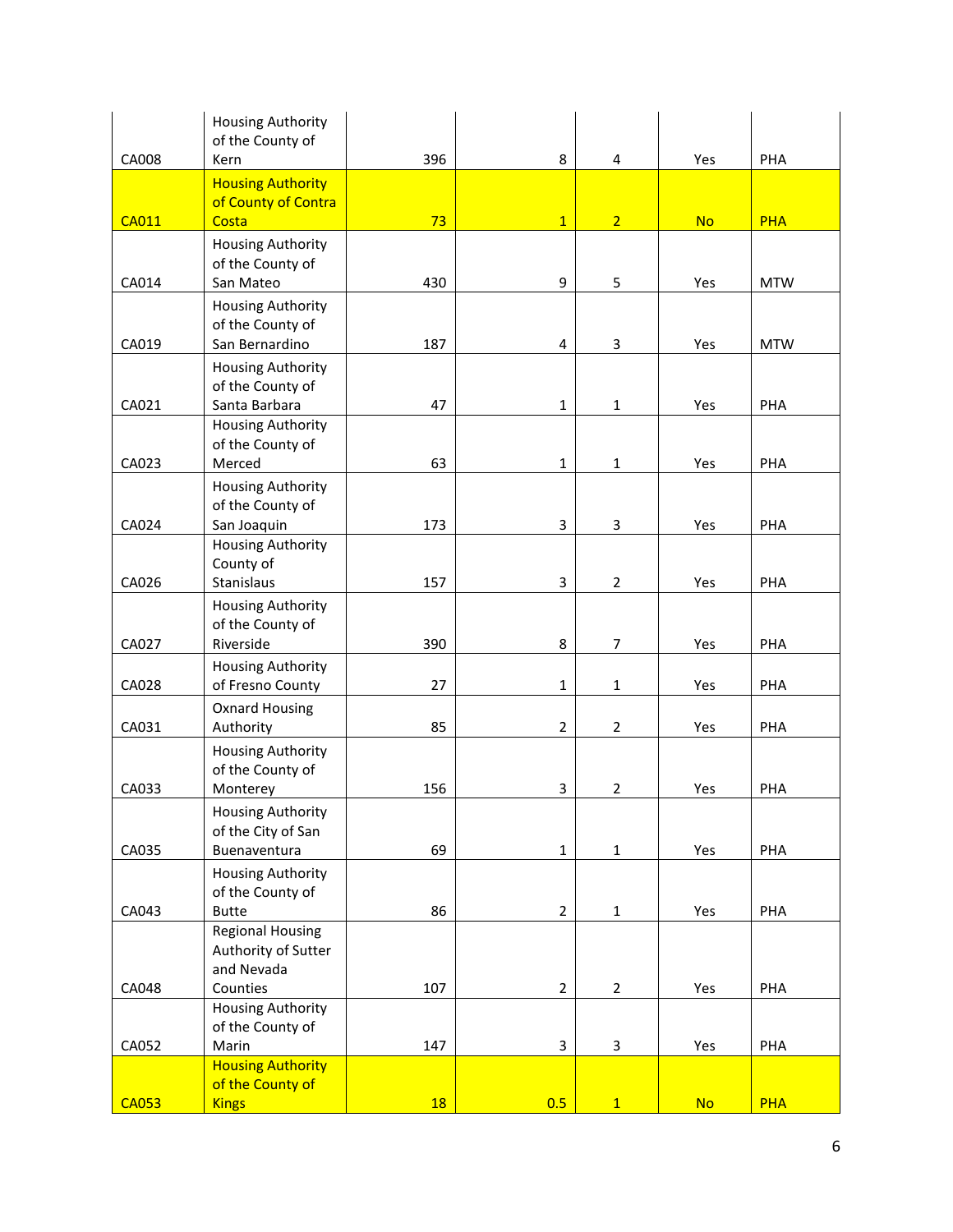| | | | | | | |
|---|---|---|---|---|---|---|
| CA008 | Housing Authority of the County of Kern | 396 | 8 | 4 | Yes | PHA |
| CA011 | Housing Authority of County of Contra Costa | 73 | 1 | 2 | No | PHA |
| CA014 | Housing Authority of the County of San Mateo | 430 | 9 | 5 | Yes | MTW |
| CA019 | Housing Authority of the County of San Bernardino | 187 | 4 | 3 | Yes | MTW |
| CA021 | Housing Authority of the County of Santa Barbara | 47 | 1 | 1 | Yes | PHA |
| CA023 | Housing Authority of the County of Merced | 63 | 1 | 1 | Yes | PHA |
| CA024 | Housing Authority of the County of San Joaquin | 173 | 3 | 3 | Yes | PHA |
| CA026 | Housing Authority County of Stanislaus | 157 | 3 | 2 | Yes | PHA |
| CA027 | Housing Authority of the County of Riverside | 390 | 8 | 7 | Yes | PHA |
| CA028 | Housing Authority of Fresno County | 27 | 1 | 1 | Yes | PHA |
| CA031 | Oxnard Housing Authority | 85 | 2 | 2 | Yes | PHA |
| CA033 | Housing Authority of the County of Monterey | 156 | 3 | 2 | Yes | PHA |
| CA035 | Housing Authority of the City of San Buenaventura | 69 | 1 | 1 | Yes | PHA |
| CA043 | Housing Authority of the County of Butte | 86 | 2 | 1 | Yes | PHA |
| CA048 | Regional Housing Authority of Sutter and Nevada Counties | 107 | 2 | 2 | Yes | PHA |
| CA052 | Housing Authority of the County of Marin | 147 | 3 | 3 | Yes | PHA |
| CA053 | Housing Authority of the County of Kings | 18 | 0.5 | 1 | No | PHA |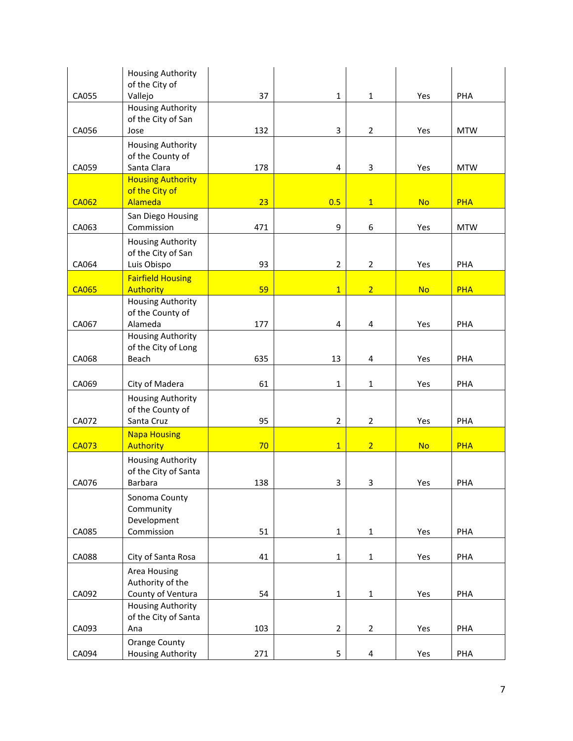| | | | | | | |
|---|---|---|---|---|---|---|
| CA055 | Housing Authority of the City of Vallejo | 37 | 1 | 1 | Yes | PHA |
| CA056 | Housing Authority of the City of San Jose | 132 | 3 | 2 | Yes | MTW |
| CA059 | Housing Authority of the County of Santa Clara | 178 | 4 | 3 | Yes | MTW |
| CA062 | Housing Authority of the City of Alameda | 23 | 0.5 | 1 | No | PHA |
| CA063 | San Diego Housing Commission | 471 | 9 | 6 | Yes | MTW |
| CA064 | Housing Authority of the City of San Luis Obispo | 93 | 2 | 2 | Yes | PHA |
| CA065 | Fairfield Housing Authority | 59 | 1 | 2 | No | PHA |
| CA067 | Housing Authority of the County of Alameda | 177 | 4 | 4 | Yes | PHA |
| CA068 | Housing Authority of the City of Long Beach | 635 | 13 | 4 | Yes | PHA |
| CA069 | City of Madera | 61 | 1 | 1 | Yes | PHA |
| CA072 | Housing Authority of the County of Santa Cruz | 95 | 2 | 2 | Yes | PHA |
| CA073 | Napa Housing Authority | 70 | 1 | 2 | No | PHA |
| CA076 | Housing Authority of the City of Santa Barbara | 138 | 3 | 3 | Yes | PHA |
| CA085 | Sonoma County Community Development Commission | 51 | 1 | 1 | Yes | PHA |
| CA088 | City of Santa Rosa | 41 | 1 | 1 | Yes | PHA |
| CA092 | Area Housing Authority of the County of Ventura | 54 | 1 | 1 | Yes | PHA |
| CA093 | Housing Authority of the City of Santa Ana | 103 | 2 | 2 | Yes | PHA |
| CA094 | Orange County Housing Authority | 271 | 5 | 4 | Yes | PHA |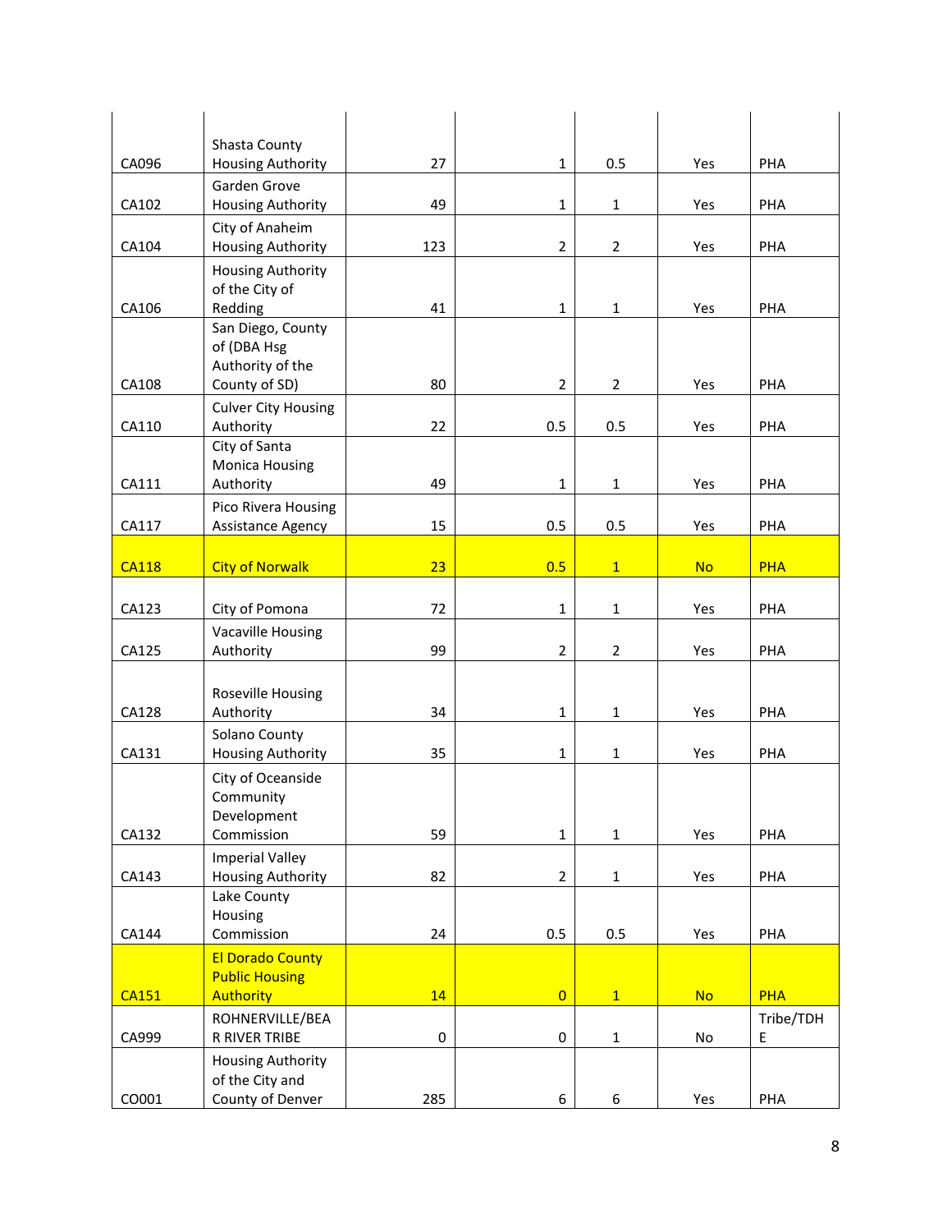| | | | | | | |
|---|---|---|---|---|---|---|
| CA096 | Shasta County Housing Authority | 27 | 1 | 0.5 | Yes | PHA |
| CA102 | Garden Grove Housing Authority | 49 | 1 | 1 | Yes | PHA |
| CA104 | City of Anaheim Housing Authority | 123 | 2 | 2 | Yes | PHA |
| CA106 | Housing Authority of the City of Redding | 41 | 1 | 1 | Yes | PHA |
| CA108 | San Diego, County of (DBA Hsg Authority of the County of SD) | 80 | 2 | 2 | Yes | PHA |
| CA110 | Culver City Housing Authority | 22 | 0.5 | 0.5 | Yes | PHA |
| CA111 | City of Santa Monica Housing Authority | 49 | 1 | 1 | Yes | PHA |
| CA117 | Pico Rivera Housing Assistance Agency | 15 | 0.5 | 0.5 | Yes | PHA |
| CA118 | City of Norwalk | 23 | 0.5 | 1 | No | PHA |
| CA123 | City of Pomona | 72 | 1 | 1 | Yes | PHA |
| CA125 | Vacaville Housing Authority | 99 | 2 | 2 | Yes | PHA |
| CA128 | Roseville Housing Authority | 34 | 1 | 1 | Yes | PHA |
| CA131 | Solano County Housing Authority | 35 | 1 | 1 | Yes | PHA |
| CA132 | City of Oceanside Community Development Commission | 59 | 1 | 1 | Yes | PHA |
| CA143 | Imperial Valley Housing Authority | 82 | 2 | 1 | Yes | PHA |
| CA144 | Lake County Housing Commission | 24 | 0.5 | 0.5 | Yes | PHA |
| CA151 | El Dorado County Public Housing Authority | 14 | 0 | 1 | No | PHA |
| CA999 | ROHNERVILLE/BEAR RIVER TRIBE | 0 | 0 | 1 | No | Tribe/TDHE |
| CO001 | Housing Authority of the City and County of Denver | 285 | 6 | 6 | Yes | PHA |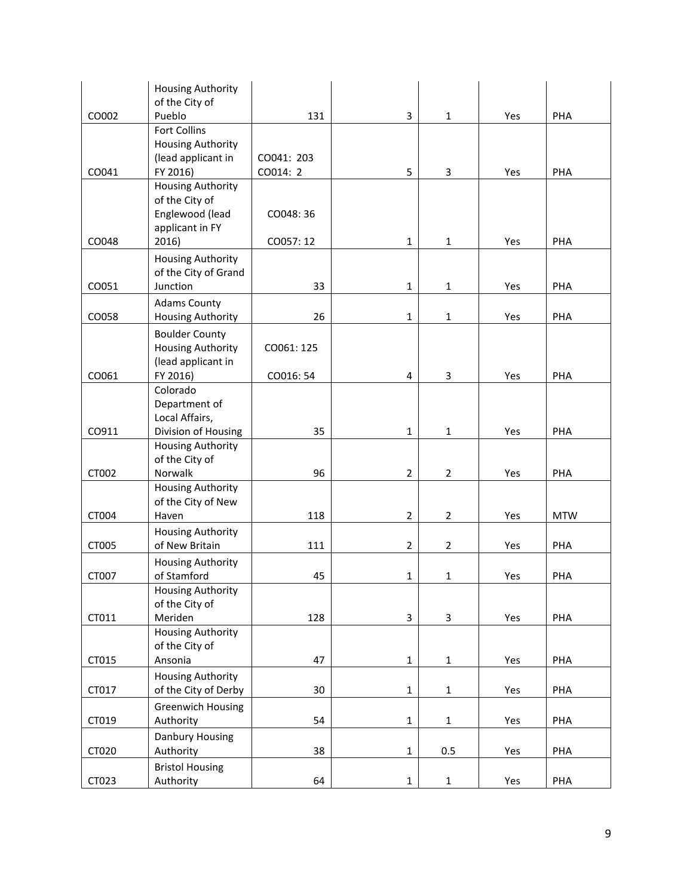| | | | | | | |
|---|---|---|---|---|---|---|
| CO002 | Housing Authority of the City of Pueblo | 131 | 3 | 1 | Yes | PHA |
| CO041 | Fort Collins Housing Authority (lead applicant in FY 2016) | CO041: 203 CO014: 2 | 5 | 3 | Yes | PHA |
| CO048 | Housing Authority of the City of Englewood (lead applicant in FY 2016) | CO048: 36 CO057: 12 | 1 | 1 | Yes | PHA |
| CO051 | Housing Authority of the City of Grand Junction | 33 | 1 | 1 | Yes | PHA |
| CO058 | Adams County Housing Authority | 26 | 1 | 1 | Yes | PHA |
| CO061 | Boulder County Housing Authority (lead applicant in FY 2016) | CO061: 125 CO016: 54 | 4 | 3 | Yes | PHA |
| CO911 | Colorado Department of Local Affairs, Division of Housing | 35 | 1 | 1 | Yes | PHA |
| CT002 | Housing Authority of the City of Norwalk | 96 | 2 | 2 | Yes | PHA |
| CT004 | Housing Authority of the City of New Haven | 118 | 2 | 2 | Yes | MTW |
| CT005 | Housing Authority of New Britain | 111 | 2 | 2 | Yes | PHA |
| CT007 | Housing Authority of Stamford | 45 | 1 | 1 | Yes | PHA |
| CT011 | Housing Authority of the City of Meriden | 128 | 3 | 3 | Yes | PHA |
| CT015 | Housing Authority of the City of Ansonia | 47 | 1 | 1 | Yes | PHA |
| CT017 | Housing Authority of the City of Derby | 30 | 1 | 1 | Yes | PHA |
| CT019 | Greenwich Housing Authority | 54 | 1 | 1 | Yes | PHA |
| CT020 | Danbury Housing Authority | 38 | 1 | 0.5 | Yes | PHA |
| CT023 | Bristol Housing Authority | 64 | 1 | 1 | Yes | PHA |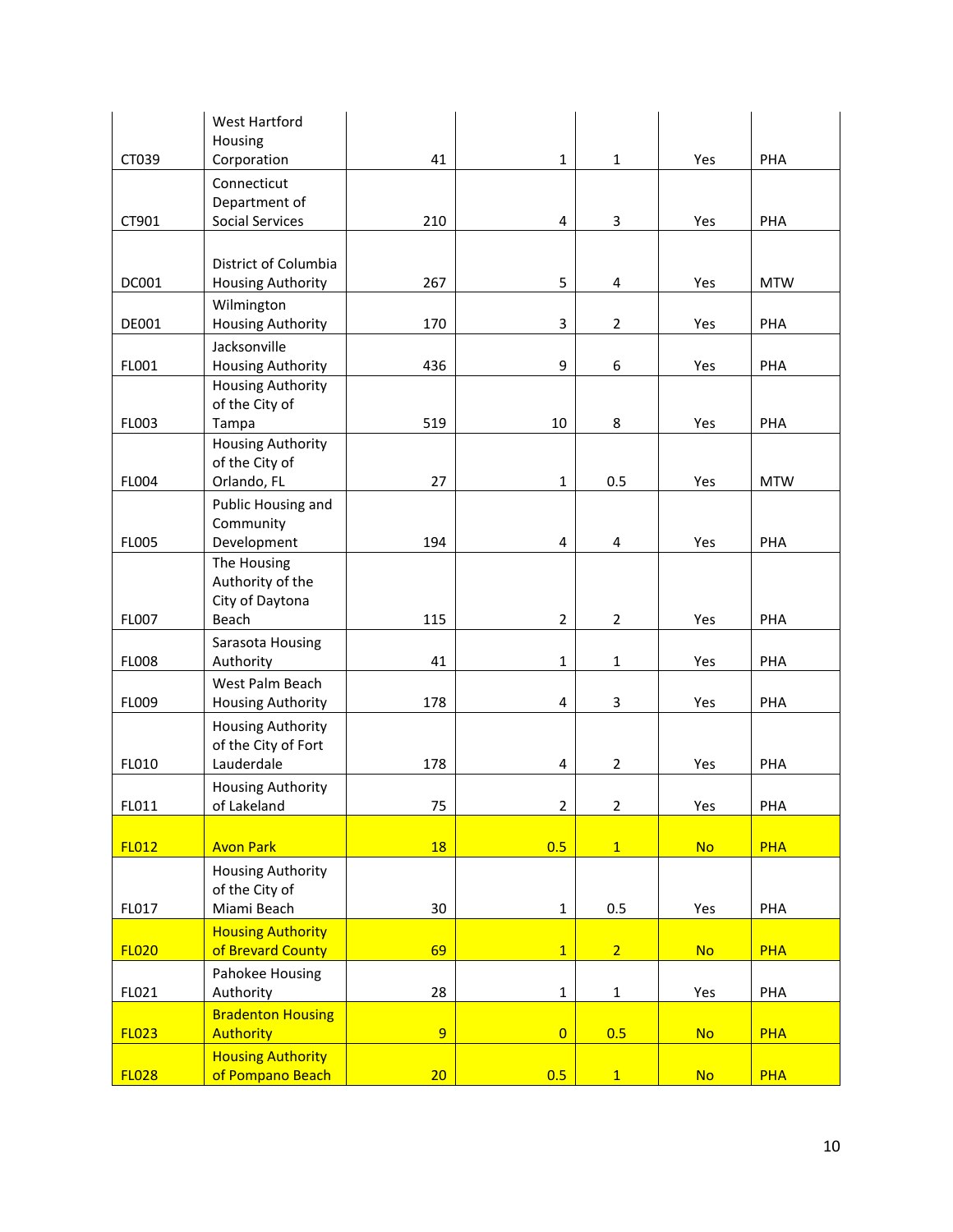| | | | | | | |
|---|---|---|---|---|---|---|
| CT039 | West Hartford Housing Corporation | 41 | 1 | 1 | Yes | PHA |
| CT901 | Connecticut Department of Social Services | 210 | 4 | 3 | Yes | PHA |
| DC001 | District of Columbia Housing Authority | 267 | 5 | 4 | Yes | MTW |
| DE001 | Wilmington Housing Authority | 170 | 3 | 2 | Yes | PHA |
| FL001 | Jacksonville Housing Authority | 436 | 9 | 6 | Yes | PHA |
| FL003 | Housing Authority of the City of Tampa | 519 | 10 | 8 | Yes | PHA |
| FL004 | Housing Authority of the City of Orlando, FL | 27 | 1 | 0.5 | Yes | MTW |
| FL005 | Public Housing and Community Development | 194 | 4 | 4 | Yes | PHA |
| FL007 | The Housing Authority of the City of Daytona Beach | 115 | 2 | 2 | Yes | PHA |
| FL008 | Sarasota Housing Authority | 41 | 1 | 1 | Yes | PHA |
| FL009 | West Palm Beach Housing Authority | 178 | 4 | 3 | Yes | PHA |
| FL010 | Housing Authority of the City of Fort Lauderdale | 178 | 4 | 2 | Yes | PHA |
| FL011 | Housing Authority of Lakeland | 75 | 2 | 2 | Yes | PHA |
| FL012 | Avon Park | 18 | 0.5 | 1 | No | PHA |
| FL017 | Housing Authority of the City of Miami Beach | 30 | 1 | 0.5 | Yes | PHA |
| FL020 | Housing Authority of Brevard County | 69 | 1 | 2 | No | PHA |
| FL021 | Pahokee Housing Authority | 28 | 1 | 1 | Yes | PHA |
| FL023 | Bradenton Housing Authority | 9 | 0 | 0.5 | No | PHA |
| FL028 | Housing Authority of Pompano Beach | 20 | 0.5 | 1 | No | PHA |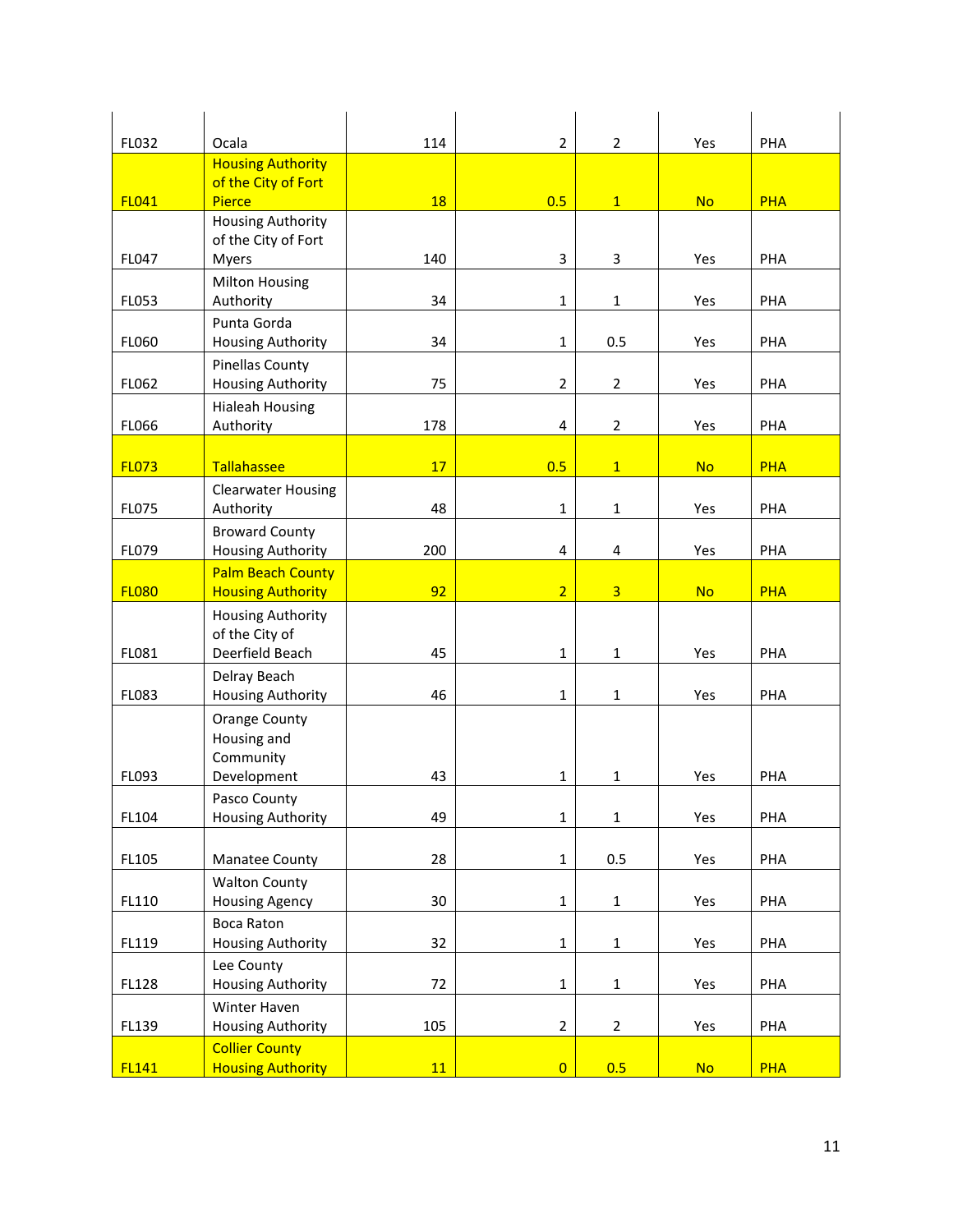| | | | | | | |
|---|---|---|---|---|---|---|
| FL032 | Ocala | 114 | 2 | 2 | Yes | PHA |
| FL041 | Housing Authority of the City of Fort Pierce | 18 | 0.5 | 1 | No | PHA |
| FL047 | Housing Authority of the City of Fort Myers | 140 | 3 | 3 | Yes | PHA |
| FL053 | Milton Housing Authority | 34 | 1 | 1 | Yes | PHA |
| FL060 | Punta Gorda Housing Authority | 34 | 1 | 0.5 | Yes | PHA |
| FL062 | Pinellas County Housing Authority | 75 | 2 | 2 | Yes | PHA |
| FL066 | Hialeah Housing Authority | 178 | 4 | 2 | Yes | PHA |
| FL073 | Tallahassee | 17 | 0.5 | 1 | No | PHA |
| FL075 | Clearwater Housing Authority | 48 | 1 | 1 | Yes | PHA |
| FL079 | Broward County Housing Authority | 200 | 4 | 4 | Yes | PHA |
| FL080 | Palm Beach County Housing Authority | 92 | 2 | 3 | No | PHA |
| FL081 | Housing Authority of the City of Deerfield Beach | 45 | 1 | 1 | Yes | PHA |
| FL083 | Delray Beach Housing Authority | 46 | 1 | 1 | Yes | PHA |
| FL093 | Orange County Housing and Community Development | 43 | 1 | 1 | Yes | PHA |
| FL104 | Pasco County Housing Authority | 49 | 1 | 1 | Yes | PHA |
| FL105 | Manatee County | 28 | 1 | 0.5 | Yes | PHA |
| FL110 | Walton County Housing Agency | 30 | 1 | 1 | Yes | PHA |
| FL119 | Boca Raton Housing Authority | 32 | 1 | 1 | Yes | PHA |
| FL128 | Lee County Housing Authority | 72 | 1 | 1 | Yes | PHA |
| FL139 | Winter Haven Housing Authority | 105 | 2 | 2 | Yes | PHA |
| FL141 | Collier County Housing Authority | 11 | 0 | 0.5 | No | PHA |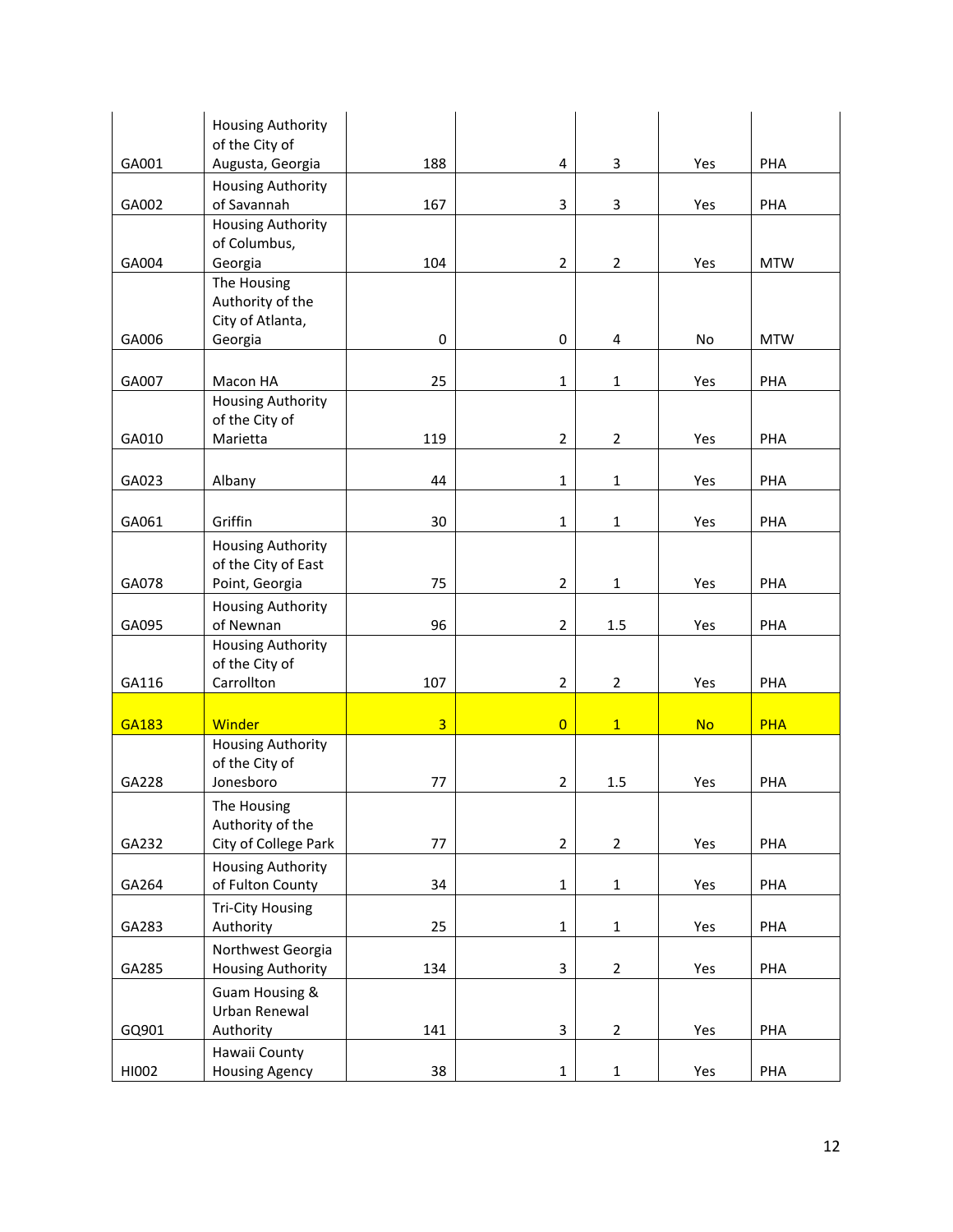| | | | | | | |
|---|---|---|---|---|---|---|
| GA001 | Housing Authority of the City of Augusta, Georgia | 188 | 4 | 3 | Yes | PHA |
| GA002 | Housing Authority of Savannah | 167 | 3 | 3 | Yes | PHA |
| GA004 | Housing Authority of Columbus, Georgia | 104 | 2 | 2 | Yes | MTW |
| GA006 | The Housing Authority of the City of Atlanta, Georgia | 0 | 0 | 4 | No | MTW |
| GA007 | Macon HA | 25 | 1 | 1 | Yes | PHA |
| GA010 | Housing Authority of the City of Marietta | 119 | 2 | 2 | Yes | PHA |
| GA023 | Albany | 44 | 1 | 1 | Yes | PHA |
| GA061 | Griffin | 30 | 1 | 1 | Yes | PHA |
| GA078 | Housing Authority of the City of East Point, Georgia | 75 | 2 | 1 | Yes | PHA |
| GA095 | Housing Authority of Newnan | 96 | 2 | 1.5 | Yes | PHA |
| GA116 | Housing Authority of the City of Carrollton | 107 | 2 | 2 | Yes | PHA |
| GA183 | Winder | 3 | 0 | 1 | No | PHA |
| GA228 | Housing Authority of the City of Jonesboro | 77 | 2 | 1.5 | Yes | PHA |
| GA232 | The Housing Authority of the City of College Park | 77 | 2 | 2 | Yes | PHA |
| GA264 | Housing Authority of Fulton County | 34 | 1 | 1 | Yes | PHA |
| GA283 | Tri-City Housing Authority | 25 | 1 | 1 | Yes | PHA |
| GA285 | Northwest Georgia Housing Authority | 134 | 3 | 2 | Yes | PHA |
| GQ901 | Guam Housing & Urban Renewal Authority | 141 | 3 | 2 | Yes | PHA |
| HI002 | Hawaii County Housing Agency | 38 | 1 | 1 | Yes | PHA |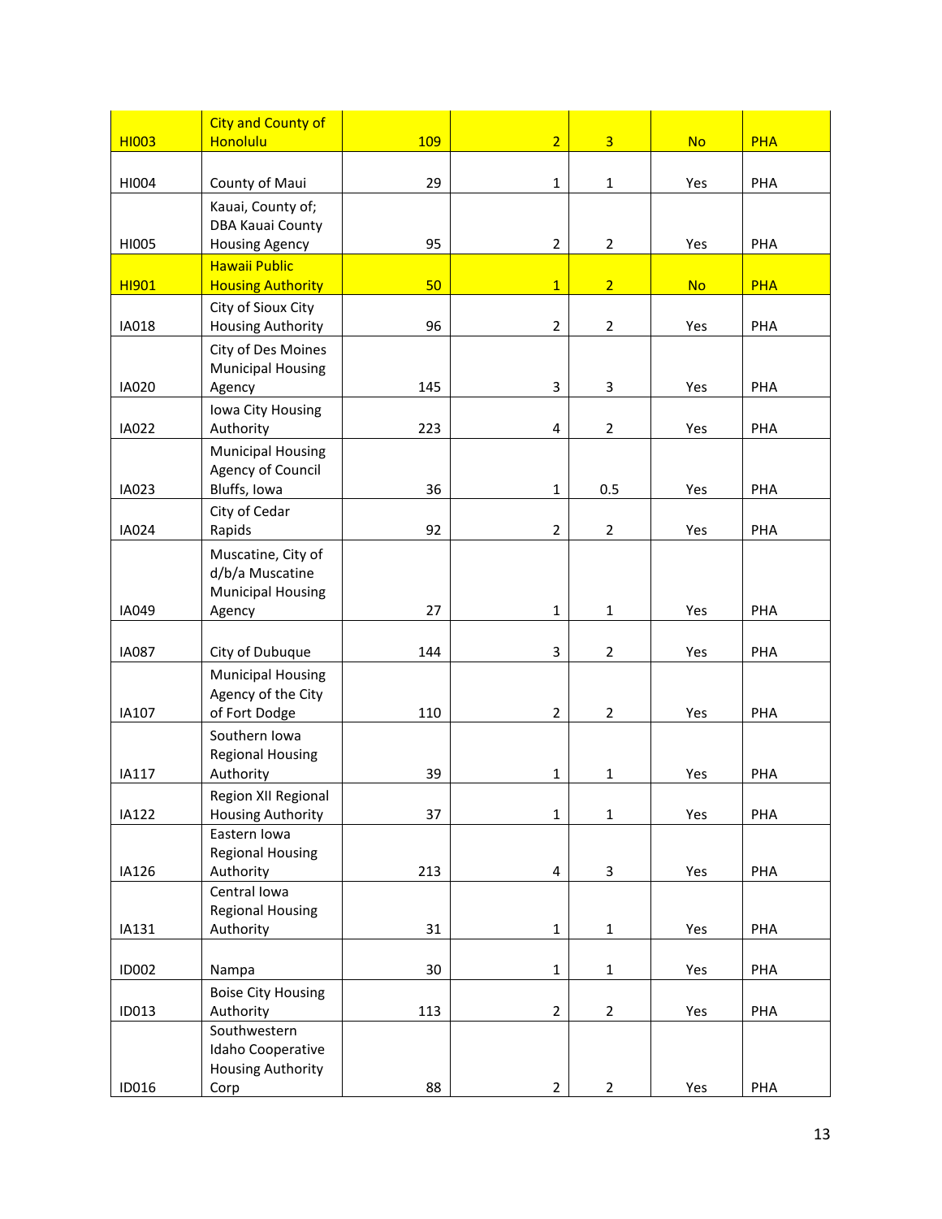| HI003 | City and County of Honolulu | 109 | 2 | 3 | No | PHA |
|---|---|---|---|---|---|---|
| HI004 | County of Maui | 29 | 1 | 1 | Yes | PHA |
| HI005 | Kauai, County of; DBA Kauai County Housing Agency | 95 | 2 | 2 | Yes | PHA |
| HI901 | Hawaii Public Housing Authority | 50 | 1 | 2 | No | PHA |
| IA018 | City of Sioux City Housing Authority | 96 | 2 | 2 | Yes | PHA |
| IA020 | City of Des Moines Municipal Housing Agency | 145 | 3 | 3 | Yes | PHA |
| IA022 | Iowa City Housing Authority | 223 | 4 | 2 | Yes | PHA |
| IA023 | Municipal Housing Agency of Council Bluffs, Iowa | 36 | 1 | 0.5 | Yes | PHA |
| IA024 | City of Cedar Rapids | 92 | 2 | 2 | Yes | PHA |
| IA049 | Muscatine, City of d/b/a Muscatine Municipal Housing Agency | 27 | 1 | 1 | Yes | PHA |
| IA087 | City of Dubuque | 144 | 3 | 2 | Yes | PHA |
| IA107 | Municipal Housing Agency of the City of Fort Dodge | 110 | 2 | 2 | Yes | PHA |
| IA117 | Southern Iowa Regional Housing Authority | 39 | 1 | 1 | Yes | PHA |
| IA122 | Region XII Regional Housing Authority | 37 | 1 | 1 | Yes | PHA |
| IA126 | Eastern Iowa Regional Housing Authority | 213 | 4 | 3 | Yes | PHA |
| IA131 | Central Iowa Regional Housing Authority | 31 | 1 | 1 | Yes | PHA |
| ID002 | Nampa | 30 | 1 | 1 | Yes | PHA |
| ID013 | Boise City Housing Authority | 113 | 2 | 2 | Yes | PHA |
| ID016 | Southwestern Idaho Cooperative Housing Authority Corp | 88 | 2 | 2 | Yes | PHA |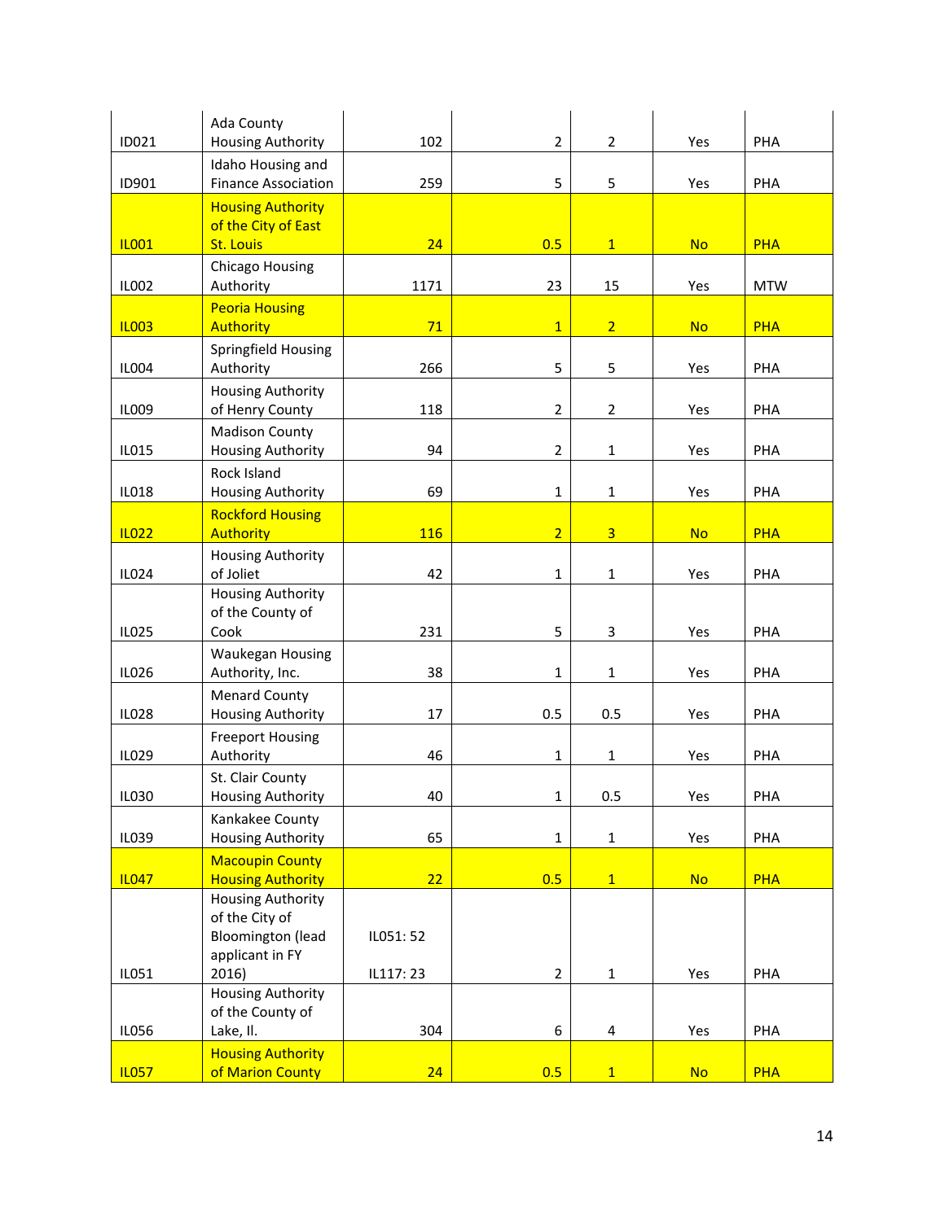| | | | | | | |
|---|---|---|---|---|---|---|
| ID021 | Ada County Housing Authority | 102 | 2 | 2 | Yes | PHA |
| ID901 | Idaho Housing and Finance Association | 259 | 5 | 5 | Yes | PHA |
| IL001 | Housing Authority of the City of East St. Louis | 24 | 0.5 | 1 | No | PHA |
| IL002 | Chicago Housing Authority | 1171 | 23 | 15 | Yes | MTW |
| IL003 | Peoria Housing Authority | 71 | 1 | 2 | No | PHA |
| IL004 | Springfield Housing Authority | 266 | 5 | 5 | Yes | PHA |
| IL009 | Housing Authority of Henry County | 118 | 2 | 2 | Yes | PHA |
| IL015 | Madison County Housing Authority | 94 | 2 | 1 | Yes | PHA |
| IL018 | Rock Island Housing Authority | 69 | 1 | 1 | Yes | PHA |
| IL022 | Rockford Housing Authority | 116 | 2 | 3 | No | PHA |
| IL024 | Housing Authority of Joliet | 42 | 1 | 1 | Yes | PHA |
| IL025 | Housing Authority of the County of Cook | 231 | 5 | 3 | Yes | PHA |
| IL026 | Waukegan Housing Authority, Inc. | 38 | 1 | 1 | Yes | PHA |
| IL028 | Menard County Housing Authority | 17 | 0.5 | 0.5 | Yes | PHA |
| IL029 | Freeport Housing Authority | 46 | 1 | 1 | Yes | PHA |
| IL030 | St. Clair County Housing Authority | 40 | 1 | 0.5 | Yes | PHA |
| IL039 | Kankakee County Housing Authority | 65 | 1 | 1 | Yes | PHA |
| IL047 | Macoupin County Housing Authority | 22 | 0.5 | 1 | No | PHA |
| IL051 | Housing Authority of the City of Bloomington (lead applicant in FY 2016) | IL051: 52<br>IL117: 23 | 2 | 1 | Yes | PHA |
| IL056 | Housing Authority of the County of Lake, Il. | 304 | 6 | 4 | Yes | PHA |
| IL057 | Housing Authority of Marion County | 24 | 0.5 | 1 | No | PHA |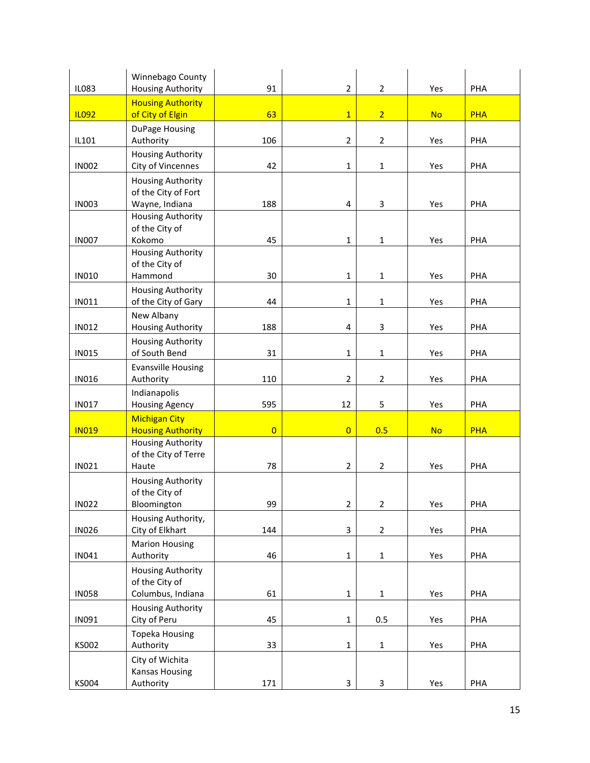| | | | | | | |
|---|---|---|---|---|---|---|
| IL083 | Winnebago County Housing Authority | 91 | 2 | 2 | Yes | PHA |
| IL092 | Housing Authority of City of Elgin | 63 | 1 | 2 | No | PHA |
| IL101 | DuPage Housing Authority | 106 | 2 | 2 | Yes | PHA |
| IN002 | Housing Authority City of Vincennes | 42 | 1 | 1 | Yes | PHA |
| IN003 | Housing Authority of the City of Fort Wayne, Indiana | 188 | 4 | 3 | Yes | PHA |
| IN007 | Housing Authority of the City of Kokomo | 45 | 1 | 1 | Yes | PHA |
| IN010 | Housing Authority of the City of Hammond | 30 | 1 | 1 | Yes | PHA |
| IN011 | Housing Authority of the City of Gary | 44 | 1 | 1 | Yes | PHA |
| IN012 | New Albany Housing Authority | 188 | 4 | 3 | Yes | PHA |
| IN015 | Housing Authority of South Bend | 31 | 1 | 1 | Yes | PHA |
| IN016 | Evansville Housing Authority | 110 | 2 | 2 | Yes | PHA |
| IN017 | Indianapolis Housing Agency | 595 | 12 | 5 | Yes | PHA |
| IN019 | Michigan City Housing Authority | 0 | 0 | 0.5 | No | PHA |
| IN021 | Housing Authority of the City of Terre Haute | 78 | 2 | 2 | Yes | PHA |
| IN022 | Housing Authority of the City of Bloomington | 99 | 2 | 2 | Yes | PHA |
| IN026 | Housing Authority, City of Elkhart | 144 | 3 | 2 | Yes | PHA |
| IN041 | Marion Housing Authority | 46 | 1 | 1 | Yes | PHA |
| IN058 | Housing Authority of the City of Columbus, Indiana | 61 | 1 | 1 | Yes | PHA |
| IN091 | Housing Authority City of Peru | 45 | 1 | 0.5 | Yes | PHA |
| KS002 | Topeka Housing Authority | 33 | 1 | 1 | Yes | PHA |
| KS004 | City of Wichita Kansas Housing Authority | 171 | 3 | 3 | Yes | PHA |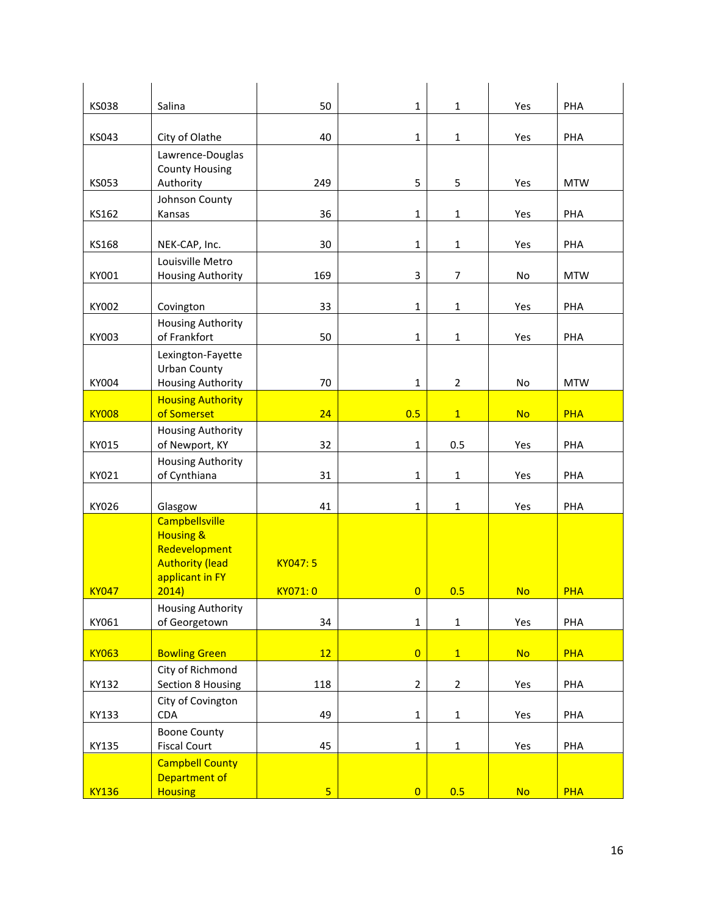| | | | | | | |
|---|---|---|---|---|---|---|
| KS038 | Salina | 50 | 1 | 1 | Yes | PHA |
| KS043 | City of Olathe | 40 | 1 | 1 | Yes | PHA |
| KS053 | Lawrence-Douglas County Housing Authority | 249 | 5 | 5 | Yes | MTW |
| KS162 | Johnson County Kansas | 36 | 1 | 1 | Yes | PHA |
| KS168 | NEK-CAP, Inc. | 30 | 1 | 1 | Yes | PHA |
| KY001 | Louisville Metro Housing Authority | 169 | 3 | 7 | No | MTW |
| KY002 | Covington | 33 | 1 | 1 | Yes | PHA |
| KY003 | Housing Authority of Frankfort | 50 | 1 | 1 | Yes | PHA |
| KY004 | Lexington-Fayette Urban County Housing Authority | 70 | 1 | 2 | No | MTW |
| KY008 | Housing Authority of Somerset | 24 | 0.5 | 1 | No | PHA |
| KY015 | Housing Authority of Newport, KY | 32 | 1 | 0.5 | Yes | PHA |
| KY021 | Housing Authority of Cynthiana | 31 | 1 | 1 | Yes | PHA |
| KY026 | Glasgow | 41 | 1 | 1 | Yes | PHA |
| KY047 | Campbellsville Housing & Redevelopment Authority (lead applicant in FY 2014) | KY047: 5<br>KY071: 0 | 0 | 0.5 | No | PHA |
| KY061 | Housing Authority of Georgetown | 34 | 1 | 1 | Yes | PHA |
| KY063 | Bowling Green | 12 | 0 | 1 | No | PHA |
| KY132 | City of Richmond Section 8 Housing | 118 | 2 | 2 | Yes | PHA |
| KY133 | City of Covington CDA | 49 | 1 | 1 | Yes | PHA |
| KY135 | Boone County Fiscal Court | 45 | 1 | 1 | Yes | PHA |
| KY136 | Campbell County Department of Housing | 5 | 0 | 0.5 | No | PHA |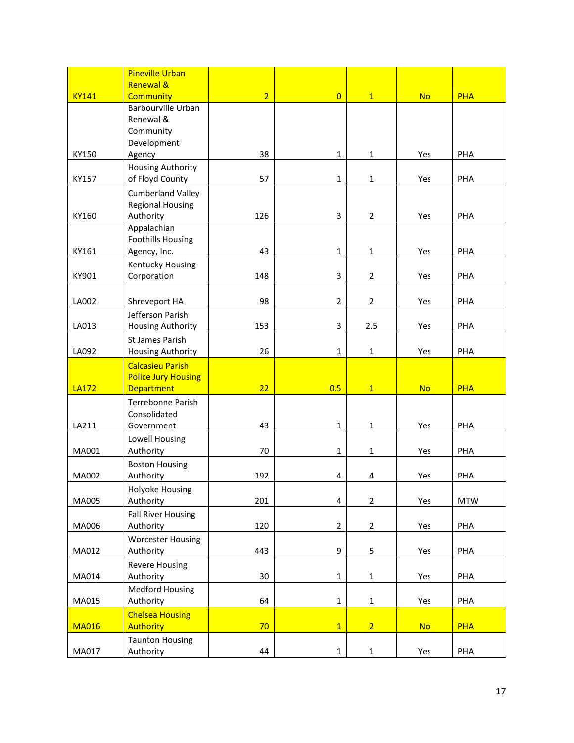| KY141 | Pineville Urban Renewal & Community | 2 | 0 | 1 | No | PHA |
|---|---|---|---|---|---|---|
| KY150 | Barbourville Urban Renewal & Community Development Agency | 38 | 1 | 1 | Yes | PHA |
| KY157 | Housing Authority of Floyd County | 57 | 1 | 1 | Yes | PHA |
| KY160 | Cumberland Valley Regional Housing Authority | 126 | 3 | 2 | Yes | PHA |
| KY161 | Appalachian Foothills Housing Agency, Inc. | 43 | 1 | 1 | Yes | PHA |
| KY901 | Kentucky Housing Corporation | 148 | 3 | 2 | Yes | PHA |
| LA002 | Shreveport HA | 98 | 2 | 2 | Yes | PHA |
| LA013 | Jefferson Parish Housing Authority | 153 | 3 | 2.5 | Yes | PHA |
| LA092 | St James Parish Housing Authority | 26 | 1 | 1 | Yes | PHA |
| LA172 | Calcasieu Parish Police Jury Housing Department | 22 | 0.5 | 1 | No | PHA |
| LA211 | Terrebonne Parish Consolidated Government | 43 | 1 | 1 | Yes | PHA |
| MA001 | Lowell Housing Authority | 70 | 1 | 1 | Yes | PHA |
| MA002 | Boston Housing Authority | 192 | 4 | 4 | Yes | PHA |
| MA005 | Holyoke Housing Authority | 201 | 4 | 2 | Yes | MTW |
| MA006 | Fall River Housing Authority | 120 | 2 | 2 | Yes | PHA |
| MA012 | Worcester Housing Authority | 443 | 9 | 5 | Yes | PHA |
| MA014 | Revere Housing Authority | 30 | 1 | 1 | Yes | PHA |
| MA015 | Medford Housing Authority | 64 | 1 | 1 | Yes | PHA |
| MA016 | Chelsea Housing Authority | 70 | 1 | 2 | No | PHA |
| MA017 | Taunton Housing Authority | 44 | 1 | 1 | Yes | PHA |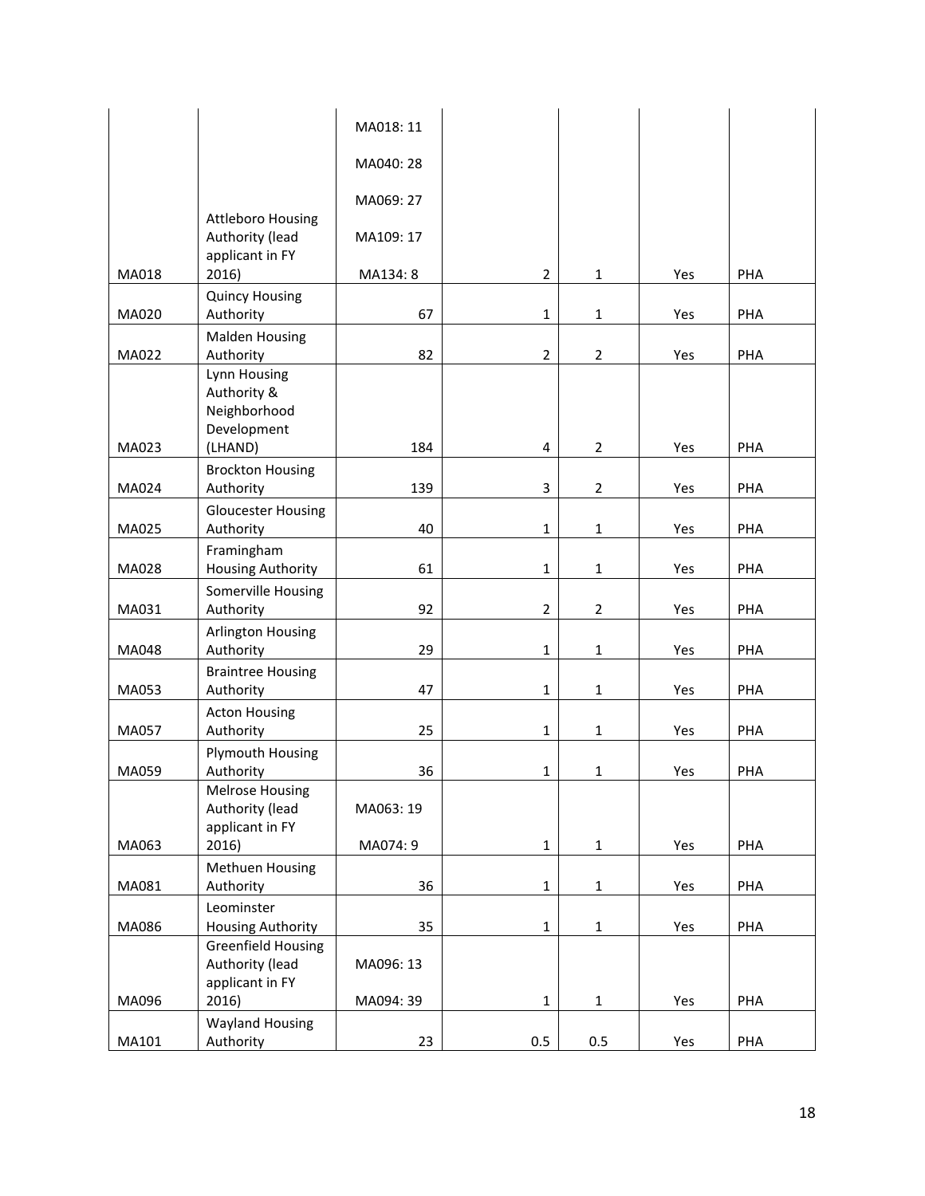| | | | | | | |
|---|---|---|---|---|---|---|
| MA018 | Attleboro Housing Authority (lead applicant in FY 2016) | MA018: 11<br>MA040: 28<br>MA069: 27<br>MA109: 17<br>MA134: 8 | 2 | 1 | Yes | PHA |
| MA020 | Quincy Housing Authority | 67 | 1 | 1 | Yes | PHA |
| MA022 | Malden Housing Authority | 82 | 2 | 2 | Yes | PHA |
| MA023 | Lynn Housing Authority & Neighborhood Development (LHAND) | 184 | 4 | 2 | Yes | PHA |
| MA024 | Brockton Housing Authority | 139 | 3 | 2 | Yes | PHA |
| MA025 | Gloucester Housing Authority | 40 | 1 | 1 | Yes | PHA |
| MA028 | Framingham Housing Authority | 61 | 1 | 1 | Yes | PHA |
| MA031 | Somerville Housing Authority | 92 | 2 | 2 | Yes | PHA |
| MA048 | Arlington Housing Authority | 29 | 1 | 1 | Yes | PHA |
| MA053 | Braintree Housing Authority | 47 | 1 | 1 | Yes | PHA |
| MA057 | Acton Housing Authority | 25 | 1 | 1 | Yes | PHA |
| MA059 | Plymouth Housing Authority | 36 | 1 | 1 | Yes | PHA |
| MA063 | Melrose Housing Authority (lead applicant in FY 2016) | MA063: 19<br>MA074: 9 | 1 | 1 | Yes | PHA |
| MA081 | Methuen Housing Authority | 36 | 1 | 1 | Yes | PHA |
| MA086 | Leominster Housing Authority | 35 | 1 | 1 | Yes | PHA |
| MA096 | Greenfield Housing Authority (lead applicant in FY 2016) | MA096: 13<br>MA094: 39 | 1 | 1 | Yes | PHA |
| MA101 | Wayland Housing Authority | 23 | 0.5 | 0.5 | Yes | PHA |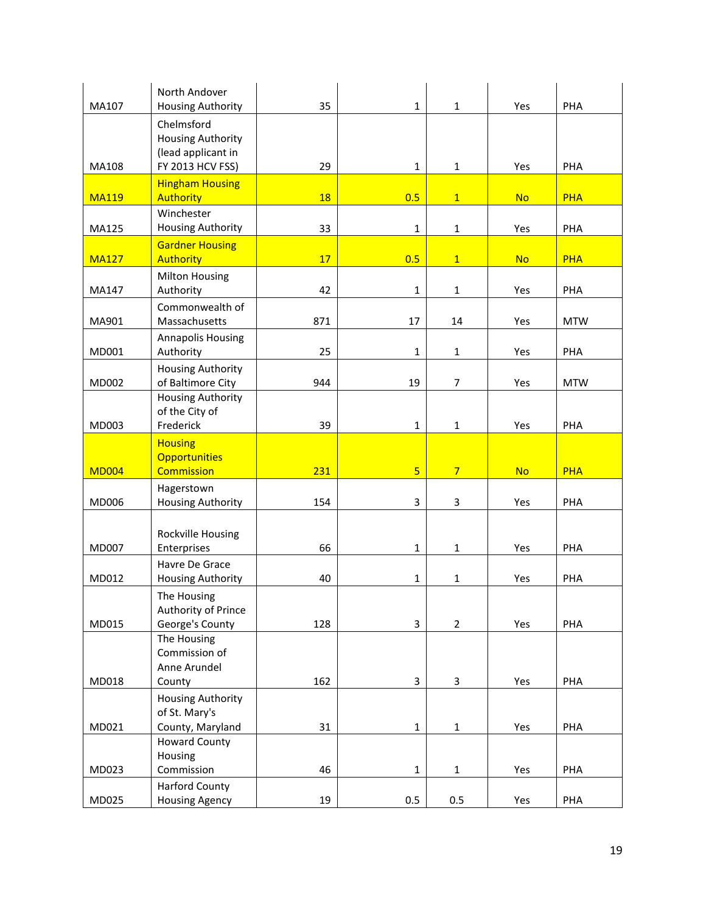| | | | | | | |
|---|---|---|---|---|---|---|
| MA107 | North Andover Housing Authority | 35 | 1 | 1 | Yes | PHA |
| MA108 | Chelmsford Housing Authority (lead applicant in FY 2013 HCV FSS) | 29 | 1 | 1 | Yes | PHA |
| MA119 | Hingham Housing Authority | 18 | 0.5 | 1 | No | PHA |
| MA125 | Winchester Housing Authority | 33 | 1 | 1 | Yes | PHA |
| MA127 | Gardner Housing Authority | 17 | 0.5 | 1 | No | PHA |
| MA147 | Milton Housing Authority | 42 | 1 | 1 | Yes | PHA |
| MA901 | Commonwealth of Massachusetts | 871 | 17 | 14 | Yes | MTW |
| MD001 | Annapolis Housing Authority | 25 | 1 | 1 | Yes | PHA |
| MD002 | Housing Authority of Baltimore City | 944 | 19 | 7 | Yes | MTW |
| MD003 | Housing Authority of the City of Frederick | 39 | 1 | 1 | Yes | PHA |
| MD004 | Housing Opportunities Commission | 231 | 5 | 7 | No | PHA |
| MD006 | Hagerstown Housing Authority | 154 | 3 | 3 | Yes | PHA |
| MD007 | Rockville Housing Enterprises | 66 | 1 | 1 | Yes | PHA |
| MD012 | Havre De Grace Housing Authority | 40 | 1 | 1 | Yes | PHA |
| MD015 | The Housing Authority of Prince George's County | 128 | 3 | 2 | Yes | PHA |
| MD018 | The Housing Commission of Anne Arundel County | 162 | 3 | 3 | Yes | PHA |
| MD021 | Housing Authority of St. Mary's County, Maryland | 31 | 1 | 1 | Yes | PHA |
| MD023 | Howard County Housing Commission | 46 | 1 | 1 | Yes | PHA |
| MD025 | Harford County Housing Agency | 19 | 0.5 | 0.5 | Yes | PHA |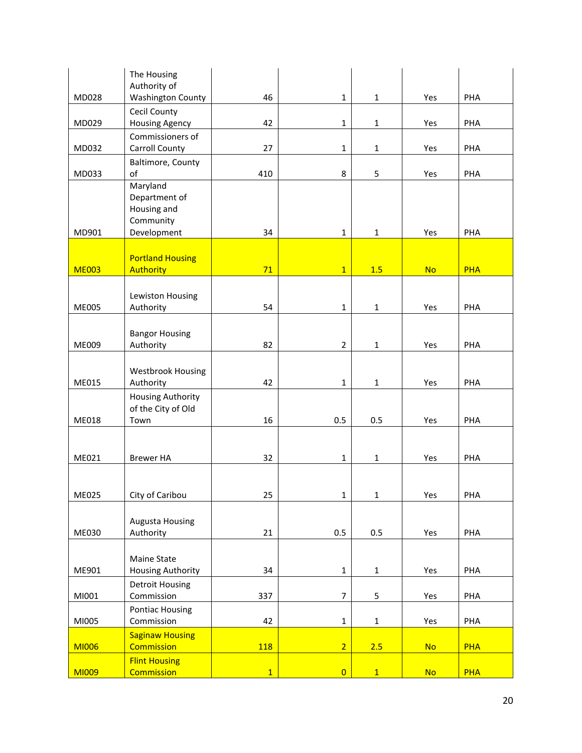| | | | | | | |
|---|---|---|---|---|---|---|
| MD028 | The Housing Authority of Washington County | 46 | 1 | 1 | Yes | PHA |
| MD029 | Cecil County Housing Agency | 42 | 1 | 1 | Yes | PHA |
| MD032 | Commissioners of Carroll County | 27 | 1 | 1 | Yes | PHA |
| MD033 | Baltimore, County of | 410 | 8 | 5 | Yes | PHA |
| MD901 | Maryland Department of Housing and Community Development | 34 | 1 | 1 | Yes | PHA |
| ME003 | Portland Housing Authority | 71 | 1 | 1.5 | No | PHA |
| ME005 | Lewiston Housing Authority | 54 | 1 | 1 | Yes | PHA |
| ME009 | Bangor Housing Authority | 82 | 2 | 1 | Yes | PHA |
| ME015 | Westbrook Housing Authority | 42 | 1 | 1 | Yes | PHA |
| ME018 | Housing Authority of the City of Old Town | 16 | 0.5 | 0.5 | Yes | PHA |
| ME021 | Brewer HA | 32 | 1 | 1 | Yes | PHA |
| ME025 | City of Caribou | 25 | 1 | 1 | Yes | PHA |
| ME030 | Augusta Housing Authority | 21 | 0.5 | 0.5 | Yes | PHA |
| ME901 | Maine State Housing Authority | 34 | 1 | 1 | Yes | PHA |
| MI001 | Detroit Housing Commission | 337 | 7 | 5 | Yes | PHA |
| MI005 | Pontiac Housing Commission | 42 | 1 | 1 | Yes | PHA |
| MI006 | Saginaw Housing Commission | 118 | 2 | 2.5 | No | PHA |
| MI009 | Flint Housing Commission | 1 | 0 | 1 | No | PHA |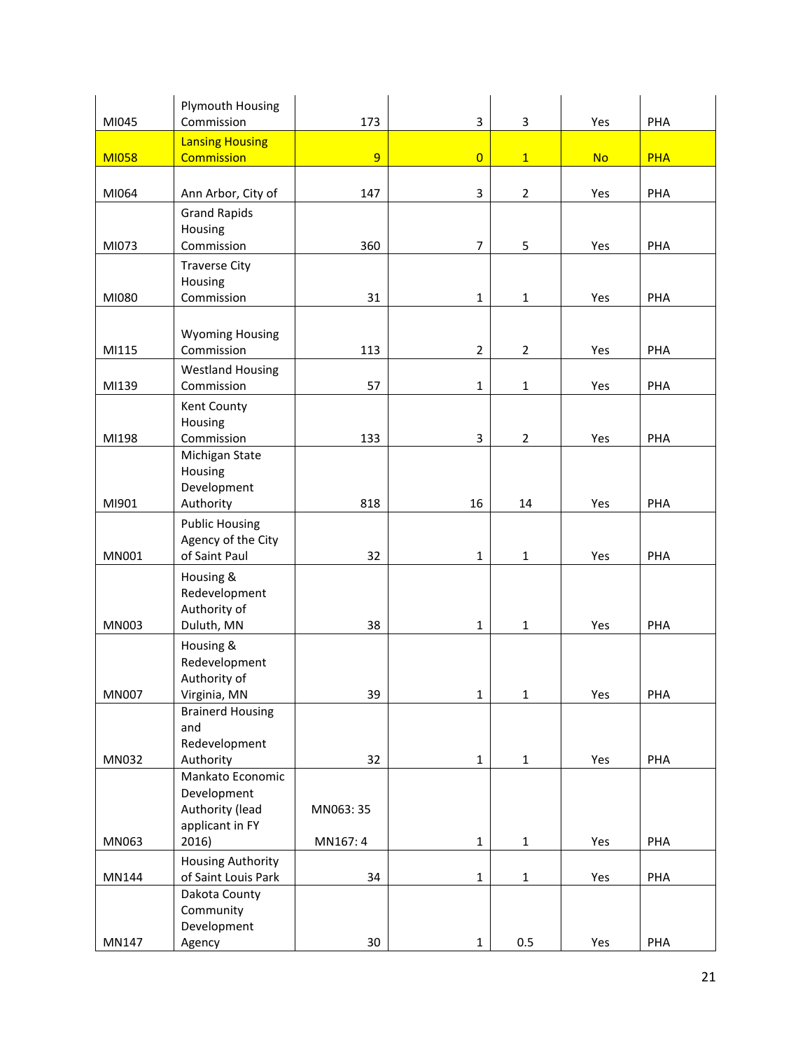| | | | | | | |
|---|---|---|---|---|---|---|
| MI045 | Plymouth Housing Commission | 173 | 3 | 3 | Yes | PHA |
| MI058 | Lansing Housing Commission | 9 | 0 | 1 | No | PHA |
| MI064 | Ann Arbor, City of | 147 | 3 | 2 | Yes | PHA |
| MI073 | Grand Rapids Housing Commission | 360 | 7 | 5 | Yes | PHA |
| MI080 | Traverse City Housing Commission | 31 | 1 | 1 | Yes | PHA |
| MI115 | Wyoming Housing Commission | 113 | 2 | 2 | Yes | PHA |
| MI139 | Westland Housing Commission | 57 | 1 | 1 | Yes | PHA |
| MI198 | Kent County Housing Commission | 133 | 3 | 2 | Yes | PHA |
| MI901 | Michigan State Housing Development Authority | 818 | 16 | 14 | Yes | PHA |
| MN001 | Public Housing Agency of the City of Saint Paul | 32 | 1 | 1 | Yes | PHA |
| MN003 | Housing & Redevelopment Authority of Duluth, MN | 38 | 1 | 1 | Yes | PHA |
| MN007 | Housing & Redevelopment Authority of Virginia, MN | 39 | 1 | 1 | Yes | PHA |
| MN032 | Brainerd Housing and Redevelopment Authority | 32 | 1 | 1 | Yes | PHA |
| MN063 | Mankato Economic Development Authority (lead applicant in FY 2016) | MN063: 35<br>MN167: 4 | 1 | 1 | Yes | PHA |
| MN144 | Housing Authority of Saint Louis Park | 34 | 1 | 1 | Yes | PHA |
| MN147 | Dakota County Community Development Agency | 30 | 1 | 0.5 | Yes | PHA |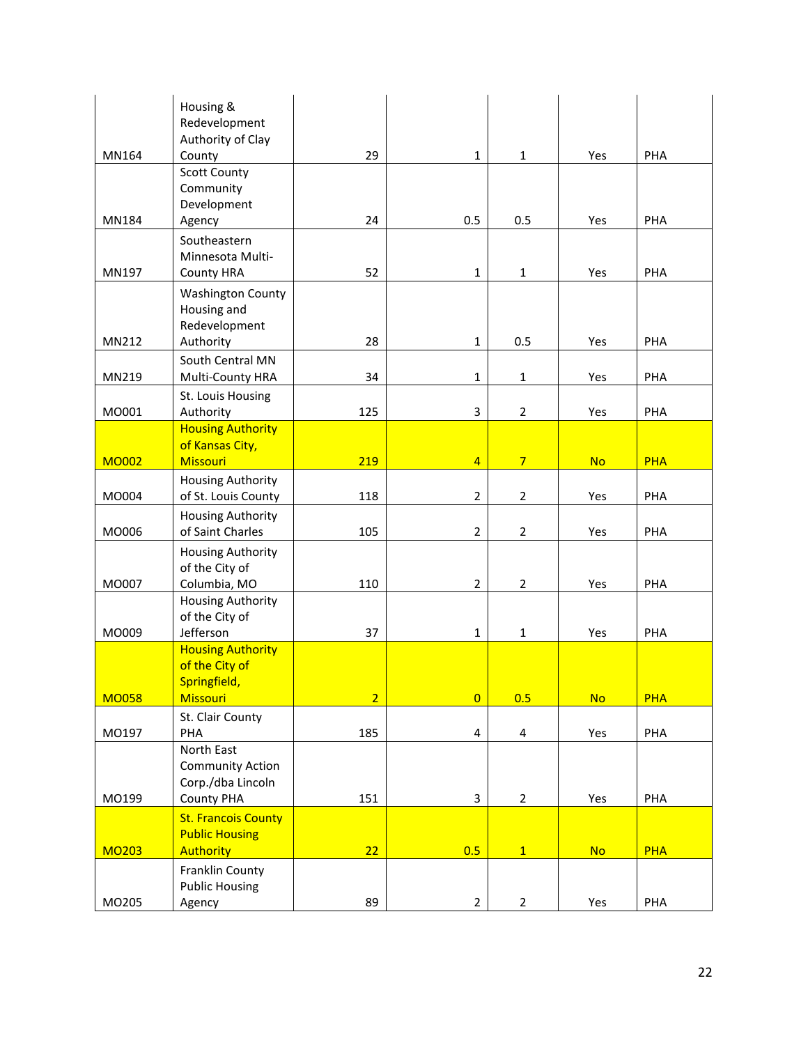| | | | | | | |
|---|---|---|---|---|---|---|
| MN164 | Housing & Redevelopment Authority of Clay County | 29 | 1 | 1 | Yes | PHA |
| MN184 | Scott County Community Development Agency | 24 | 0.5 | 0.5 | Yes | PHA |
| MN197 | Southeastern Minnesota Multi-County HRA | 52 | 1 | 1 | Yes | PHA |
| MN212 | Washington County Housing and Redevelopment Authority | 28 | 1 | 0.5 | Yes | PHA |
| MN219 | South Central MN Multi-County HRA | 34 | 1 | 1 | Yes | PHA |
| MO001 | St. Louis Housing Authority | 125 | 3 | 2 | Yes | PHA |
| MO002 | Housing Authority of Kansas City, Missouri | 219 | 4 | 7 | No | PHA |
| MO004 | Housing Authority of St. Louis County | 118 | 2 | 2 | Yes | PHA |
| MO006 | Housing Authority of Saint Charles | 105 | 2 | 2 | Yes | PHA |
| MO007 | Housing Authority of the City of Columbia, MO | 110 | 2 | 2 | Yes | PHA |
| MO009 | Housing Authority of the City of Jefferson | 37 | 1 | 1 | Yes | PHA |
| MO058 | Housing Authority of the City of Springfield, Missouri | 2 | 0 | 0.5 | No | PHA |
| MO197 | St. Clair County PHA | 185 | 4 | 4 | Yes | PHA |
| MO199 | North East Community Action Corp./dba Lincoln County PHA | 151 | 3 | 2 | Yes | PHA |
| MO203 | St. Francois County Public Housing Authority | 22 | 0.5 | 1 | No | PHA |
| MO205 | Franklin County Public Housing Agency | 89 | 2 | 2 | Yes | PHA |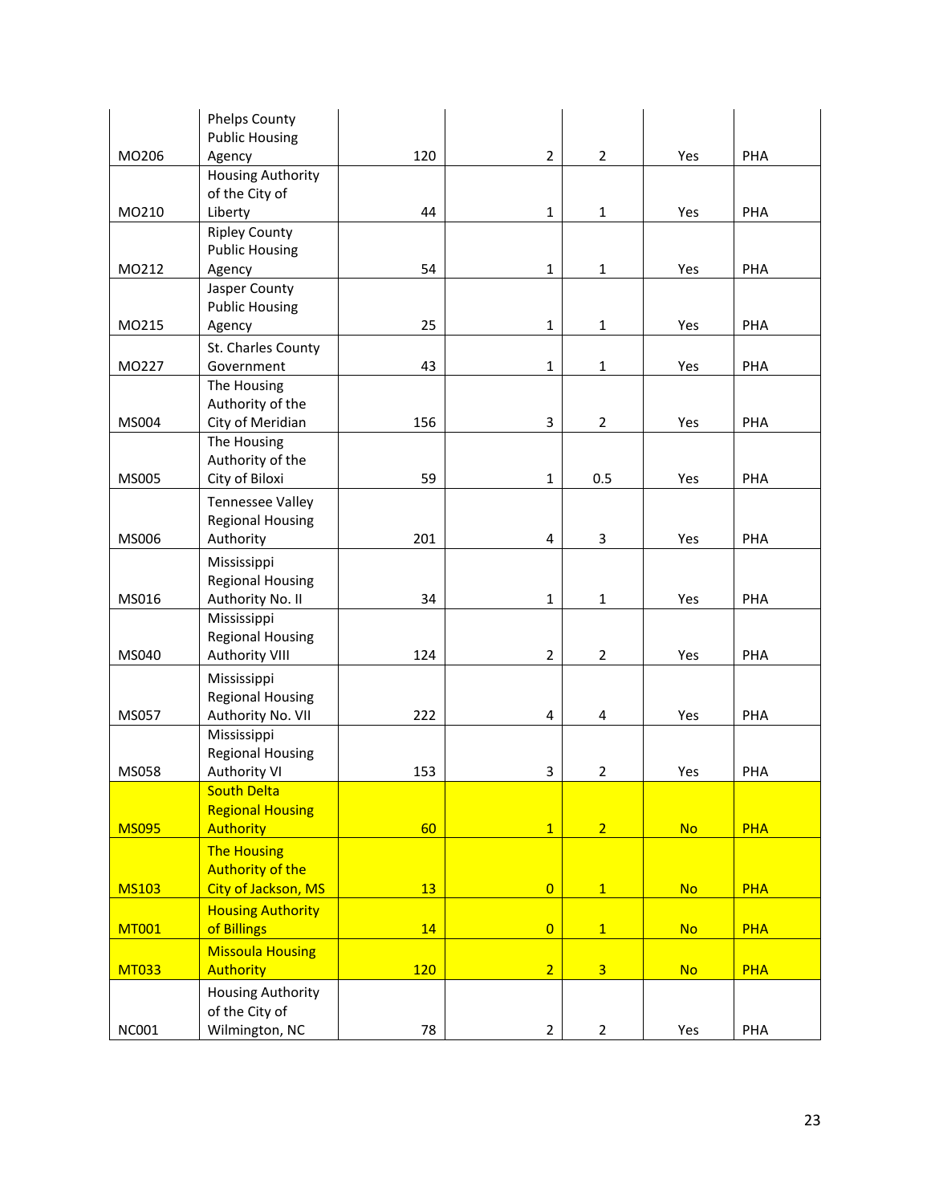| | | | | | | |
|---|---|---|---|---|---|---|
| MO206 | Phelps County Public Housing Agency | 120 | 2 | 2 | Yes | PHA |
| MO210 | Housing Authority of the City of Liberty | 44 | 1 | 1 | Yes | PHA |
| MO212 | Ripley County Public Housing Agency | 54 | 1 | 1 | Yes | PHA |
| MO215 | Jasper County Public Housing Agency | 25 | 1 | 1 | Yes | PHA |
| MO227 | St. Charles County Government | 43 | 1 | 1 | Yes | PHA |
| MS004 | The Housing Authority of the City of Meridian | 156 | 3 | 2 | Yes | PHA |
| MS005 | The Housing Authority of the City of Biloxi | 59 | 1 | 0.5 | Yes | PHA |
| MS006 | Tennessee Valley Regional Housing Authority | 201 | 4 | 3 | Yes | PHA |
| MS016 | Mississippi Regional Housing Authority No. II | 34 | 1 | 1 | Yes | PHA |
| MS040 | Mississippi Regional Housing Authority VIII | 124 | 2 | 2 | Yes | PHA |
| MS057 | Mississippi Regional Housing Authority No. VII | 222 | 4 | 4 | Yes | PHA |
| MS058 | Mississippi Regional Housing Authority VI | 153 | 3 | 2 | Yes | PHA |
| MS095 | South Delta Regional Housing Authority | 60 | 1 | 2 | No | PHA |
| MS103 | The Housing Authority of the City of Jackson, MS | 13 | 0 | 1 | No | PHA |
| MT001 | Housing Authority of Billings | 14 | 0 | 1 | No | PHA |
| MT033 | Missoula Housing Authority | 120 | 2 | 3 | No | PHA |
| NC001 | Housing Authority of the City of Wilmington, NC | 78 | 2 | 2 | Yes | PHA |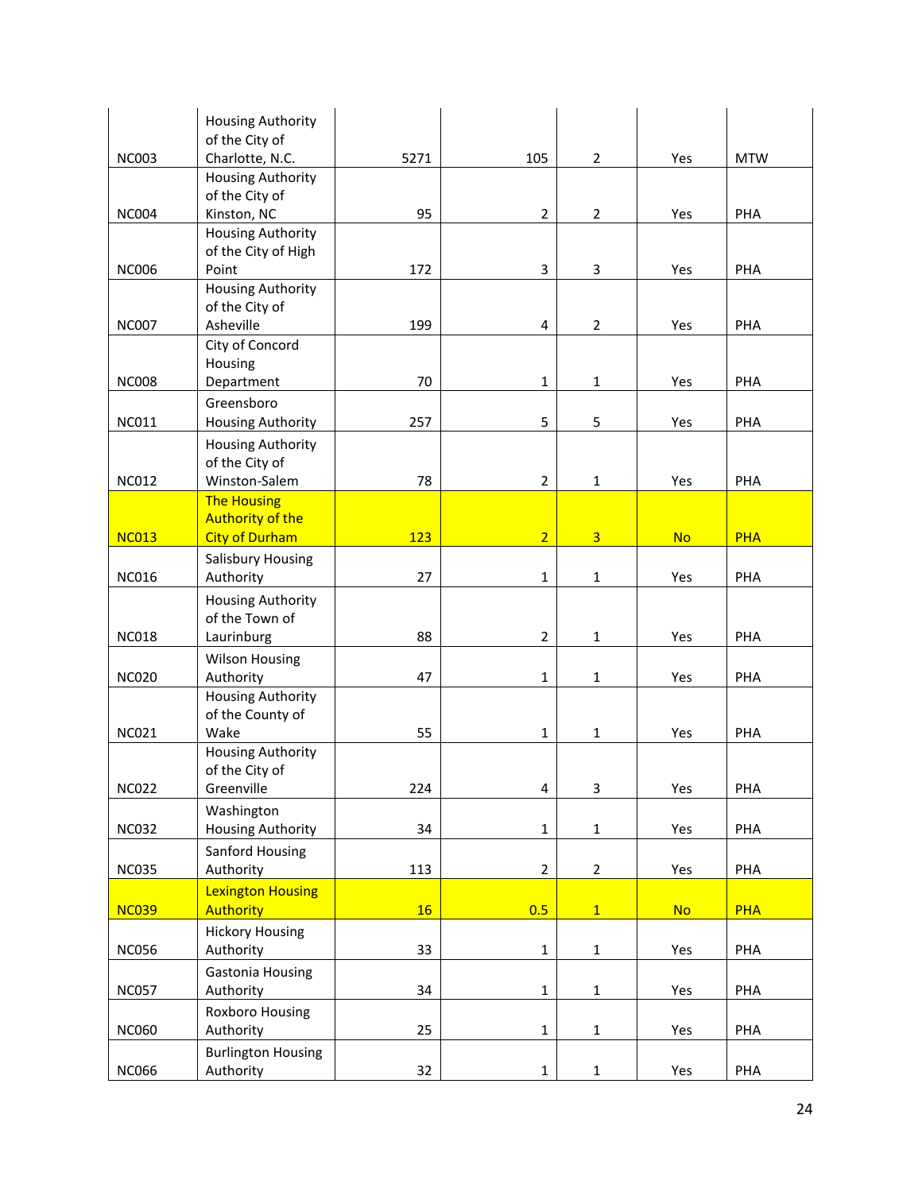| | | | | | | |
|---|---|---|---|---|---|---|
| NC003 | Housing Authority of the City of Charlotte, N.C. | 5271 | 105 | 2 | Yes | MTW |
| NC004 | Housing Authority of the City of Kinston, NC | 95 | 2 | 2 | Yes | PHA |
| NC006 | Housing Authority of the City of High Point | 172 | 3 | 3 | Yes | PHA |
| NC007 | Housing Authority of the City of Asheville | 199 | 4 | 2 | Yes | PHA |
| NC008 | City of Concord Housing Department | 70 | 1 | 1 | Yes | PHA |
| NC011 | Greensboro Housing Authority | 257 | 5 | 5 | Yes | PHA |
| NC012 | Housing Authority of the City of Winston-Salem | 78 | 2 | 1 | Yes | PHA |
| NC013 | The Housing Authority of the City of Durham | 123 | 2 | 3 | No | PHA |
| NC016 | Salisbury Housing Authority | 27 | 1 | 1 | Yes | PHA |
| NC018 | Housing Authority of the Town of Laurinburg | 88 | 2 | 1 | Yes | PHA |
| NC020 | Wilson Housing Authority | 47 | 1 | 1 | Yes | PHA |
| NC021 | Housing Authority of the County of Wake | 55 | 1 | 1 | Yes | PHA |
| NC022 | Housing Authority of the City of Greenville | 224 | 4 | 3 | Yes | PHA |
| NC032 | Washington Housing Authority | 34 | 1 | 1 | Yes | PHA |
| NC035 | Sanford Housing Authority | 113 | 2 | 2 | Yes | PHA |
| NC039 | Lexington Housing Authority | 16 | 0.5 | 1 | No | PHA |
| NC056 | Hickory Housing Authority | 33 | 1 | 1 | Yes | PHA |
| NC057 | Gastonia Housing Authority | 34 | 1 | 1 | Yes | PHA |
| NC060 | Roxboro Housing Authority | 25 | 1 | 1 | Yes | PHA |
| NC066 | Burlington Housing Authority | 32 | 1 | 1 | Yes | PHA |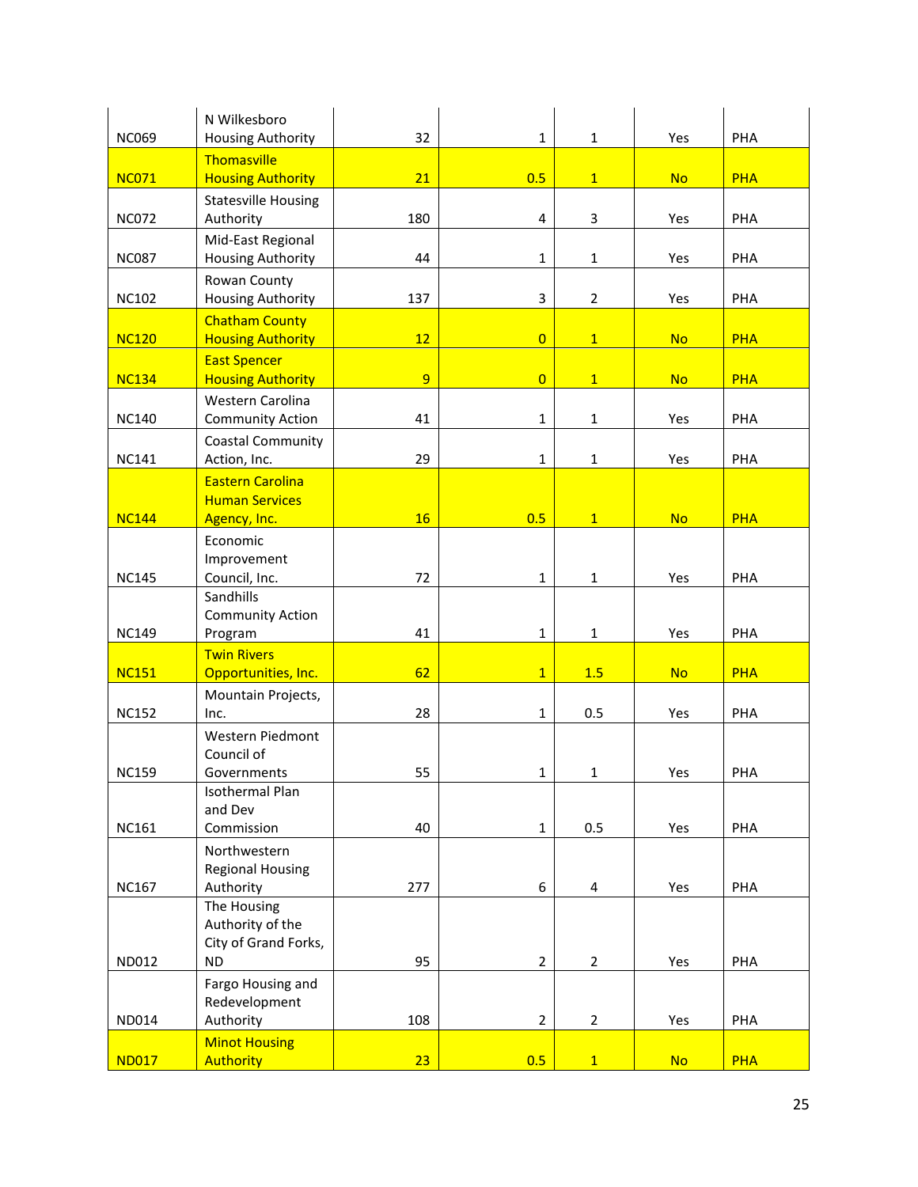| | | | | | | |
|---|---|---|---|---|---|---|
| NC069 | N Wilkesboro Housing Authority | 32 | 1 | 1 | Yes | PHA |
| NC071 | Thomasville Housing Authority | 21 | 0.5 | 1 | No | PHA |
| NC072 | Statesville Housing Authority | 180 | 4 | 3 | Yes | PHA |
| NC087 | Mid-East Regional Housing Authority | 44 | 1 | 1 | Yes | PHA |
| NC102 | Rowan County Housing Authority | 137 | 3 | 2 | Yes | PHA |
| NC120 | Chatham County Housing Authority | 12 | 0 | 1 | No | PHA |
| NC134 | East Spencer Housing Authority | 9 | 0 | 1 | No | PHA |
| NC140 | Western Carolina Community Action | 41 | 1 | 1 | Yes | PHA |
| NC141 | Coastal Community Action, Inc. | 29 | 1 | 1 | Yes | PHA |
| NC144 | Eastern Carolina Human Services Agency, Inc. | 16 | 0.5 | 1 | No | PHA |
| NC145 | Economic Improvement Council, Inc. | 72 | 1 | 1 | Yes | PHA |
| NC149 | Sandhills Community Action Program | 41 | 1 | 1 | Yes | PHA |
| NC151 | Twin Rivers Opportunities, Inc. | 62 | 1 | 1.5 | No | PHA |
| NC152 | Mountain Projects, Inc. | 28 | 1 | 0.5 | Yes | PHA |
| NC159 | Western Piedmont Council of Governments | 55 | 1 | 1 | Yes | PHA |
| NC161 | Isothermal Plan and Dev Commission | 40 | 1 | 0.5 | Yes | PHA |
| NC167 | Northwestern Regional Housing Authority | 277 | 6 | 4 | Yes | PHA |
| ND012 | The Housing Authority of the City of Grand Forks, ND | 95 | 2 | 2 | Yes | PHA |
| ND014 | Fargo Housing and Redevelopment Authority | 108 | 2 | 2 | Yes | PHA |
| ND017 | Minot Housing Authority | 23 | 0.5 | 1 | No | PHA |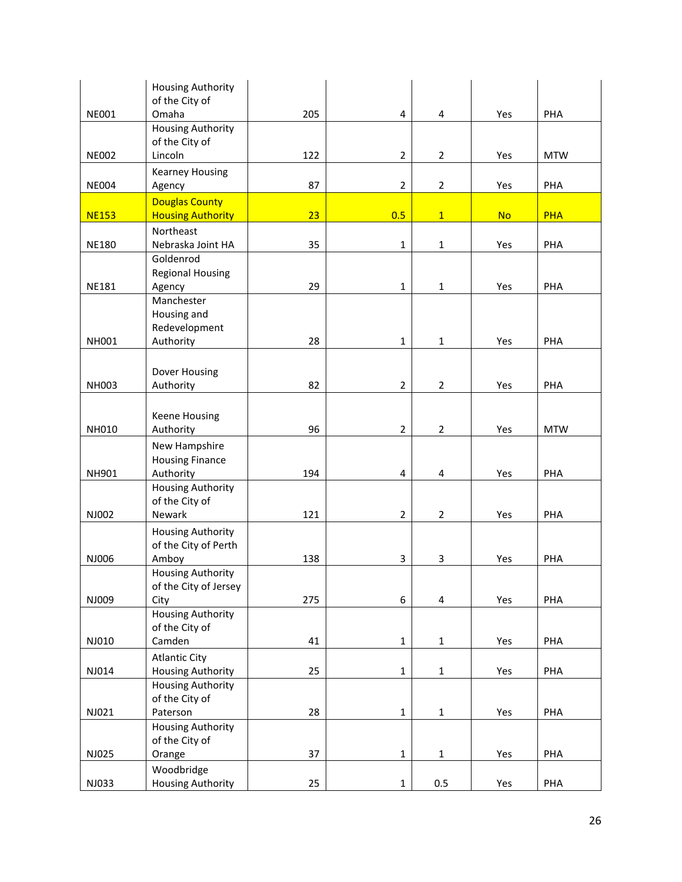| | | | | | | |
|---|---|---|---|---|---|---|
| NE001 | Housing Authority of the City of Omaha | 205 | 4 | 4 | Yes | PHA |
| NE002 | Housing Authority of the City of Lincoln | 122 | 2 | 2 | Yes | MTW |
| NE004 | Kearney Housing Agency | 87 | 2 | 2 | Yes | PHA |
| NE153 | Douglas County Housing Authority | 23 | 0.5 | 1 | No | PHA |
| NE180 | Northeast Nebraska Joint HA | 35 | 1 | 1 | Yes | PHA |
| NE181 | Goldenrod Regional Housing Agency | 29 | 1 | 1 | Yes | PHA |
| NH001 | Manchester Housing and Redevelopment Authority | 28 | 1 | 1 | Yes | PHA |
| NH003 | Dover Housing Authority | 82 | 2 | 2 | Yes | PHA |
| NH010 | Keene Housing Authority | 96 | 2 | 2 | Yes | MTW |
| NH901 | New Hampshire Housing Finance Authority | 194 | 4 | 4 | Yes | PHA |
| NJ002 | Housing Authority of the City of Newark | 121 | 2 | 2 | Yes | PHA |
| NJ006 | Housing Authority of the City of Perth Amboy | 138 | 3 | 3 | Yes | PHA |
| NJ009 | Housing Authority of the City of Jersey City | 275 | 6 | 4 | Yes | PHA |
| NJ010 | Housing Authority of the City of Camden | 41 | 1 | 1 | Yes | PHA |
| NJ014 | Atlantic City Housing Authority | 25 | 1 | 1 | Yes | PHA |
| NJ021 | Housing Authority of the City of Paterson | 28 | 1 | 1 | Yes | PHA |
| NJ025 | Housing Authority of the City of Orange | 37 | 1 | 1 | Yes | PHA |
| NJ033 | Woodbridge Housing Authority | 25 | 1 | 0.5 | Yes | PHA |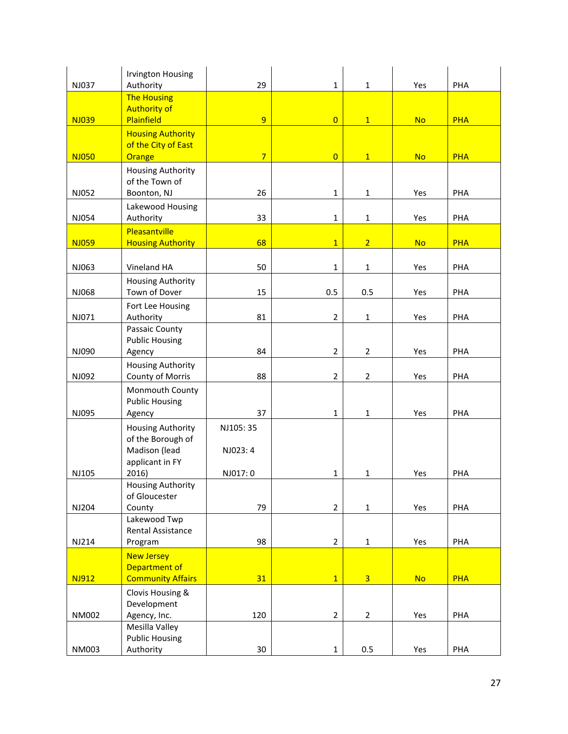| | | | | | | |
|---|---|---|---|---|---|---|
| NJ037 | Irvington Housing Authority | 29 | 1 | 1 | Yes | PHA |
| NJ039 | The Housing Authority of Plainfield | 9 | 0 | 1 | No | PHA |
| NJ050 | Housing Authority of the City of East Orange | 7 | 0 | 1 | No | PHA |
| NJ052 | Housing Authority of the Town of Boonton, NJ | 26 | 1 | 1 | Yes | PHA |
| NJ054 | Lakewood Housing Authority | 33 | 1 | 1 | Yes | PHA |
| NJ059 | Pleasantville Housing Authority | 68 | 1 | 2 | No | PHA |
| NJ063 | Vineland HA | 50 | 1 | 1 | Yes | PHA |
| NJ068 | Housing Authority Town of Dover | 15 | 0.5 | 0.5 | Yes | PHA |
| NJ071 | Fort Lee Housing Authority | 81 | 2 | 1 | Yes | PHA |
| NJ090 | Passaic County Public Housing Agency | 84 | 2 | 2 | Yes | PHA |
| NJ092 | Housing Authority County of Morris | 88 | 2 | 2 | Yes | PHA |
| NJ095 | Monmouth County Public Housing Agency | 37 | 1 | 1 | Yes | PHA |
| NJ105 | Housing Authority of the Borough of Madison (lead applicant in FY 2016) | NJ105: 35<br>NJ023: 4<br>NJ017: 0 | 1 | 1 | Yes | PHA |
| NJ204 | Housing Authority of Gloucester County | 79 | 2 | 1 | Yes | PHA |
| NJ214 | Lakewood Twp Rental Assistance Program | 98 | 2 | 1 | Yes | PHA |
| NJ912 | New Jersey Department of Community Affairs | 31 | 1 | 3 | No | PHA |
| NM002 | Clovis Housing & Development Agency, Inc. | 120 | 2 | 2 | Yes | PHA |
| NM003 | Mesilla Valley Public Housing Authority | 30 | 1 | 0.5 | Yes | PHA |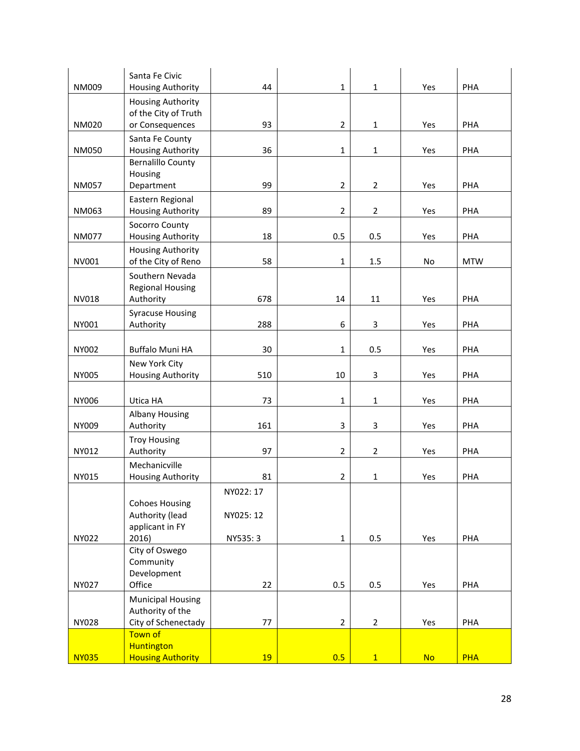| | | | | | | |
|---|---|---|---|---|---|---|
| NM009 | Santa Fe Civic Housing Authority | 44 | 1 | 1 | Yes | PHA |
| NM020 | Housing Authority of the City of Truth or Consequences | 93 | 2 | 1 | Yes | PHA |
| NM050 | Santa Fe County Housing Authority | 36 | 1 | 1 | Yes | PHA |
| NM057 | Bernalillo County Housing Department | 99 | 2 | 2 | Yes | PHA |
| NM063 | Eastern Regional Housing Authority | 89 | 2 | 2 | Yes | PHA |
| NM077 | Socorro County Housing Authority | 18 | 0.5 | 0.5 | Yes | PHA |
| NV001 | Housing Authority of the City of Reno | 58 | 1 | 1.5 | No | MTW |
| NV018 | Southern Nevada Regional Housing Authority | 678 | 14 | 11 | Yes | PHA |
| NY001 | Syracuse Housing Authority | 288 | 6 | 3 | Yes | PHA |
| NY002 | Buffalo Muni HA | 30 | 1 | 0.5 | Yes | PHA |
| NY005 | New York City Housing Authority | 510 | 10 | 3 | Yes | PHA |
| NY006 | Utica HA | 73 | 1 | 1 | Yes | PHA |
| NY009 | Albany Housing Authority | 161 | 3 | 3 | Yes | PHA |
| NY012 | Troy Housing Authority | 97 | 2 | 2 | Yes | PHA |
| NY015 | Mechanicville Housing Authority | 81 | 2 | 1 | Yes | PHA |
| NY022 | Cohoes Housing Authority (lead applicant in FY 2016) | NY022: 17<br>NY025: 12<br>NY535: 3 | 1 | 0.5 | Yes | PHA |
| NY027 | City of Oswego Community Development Office | 22 | 0.5 | 0.5 | Yes | PHA |
| NY028 | Municipal Housing Authority of the City of Schenectady | 77 | 2 | 2 | Yes | PHA |
| NY035 | Town of Huntington Housing Authority | 19 | 0.5 | 1 | No | PHA |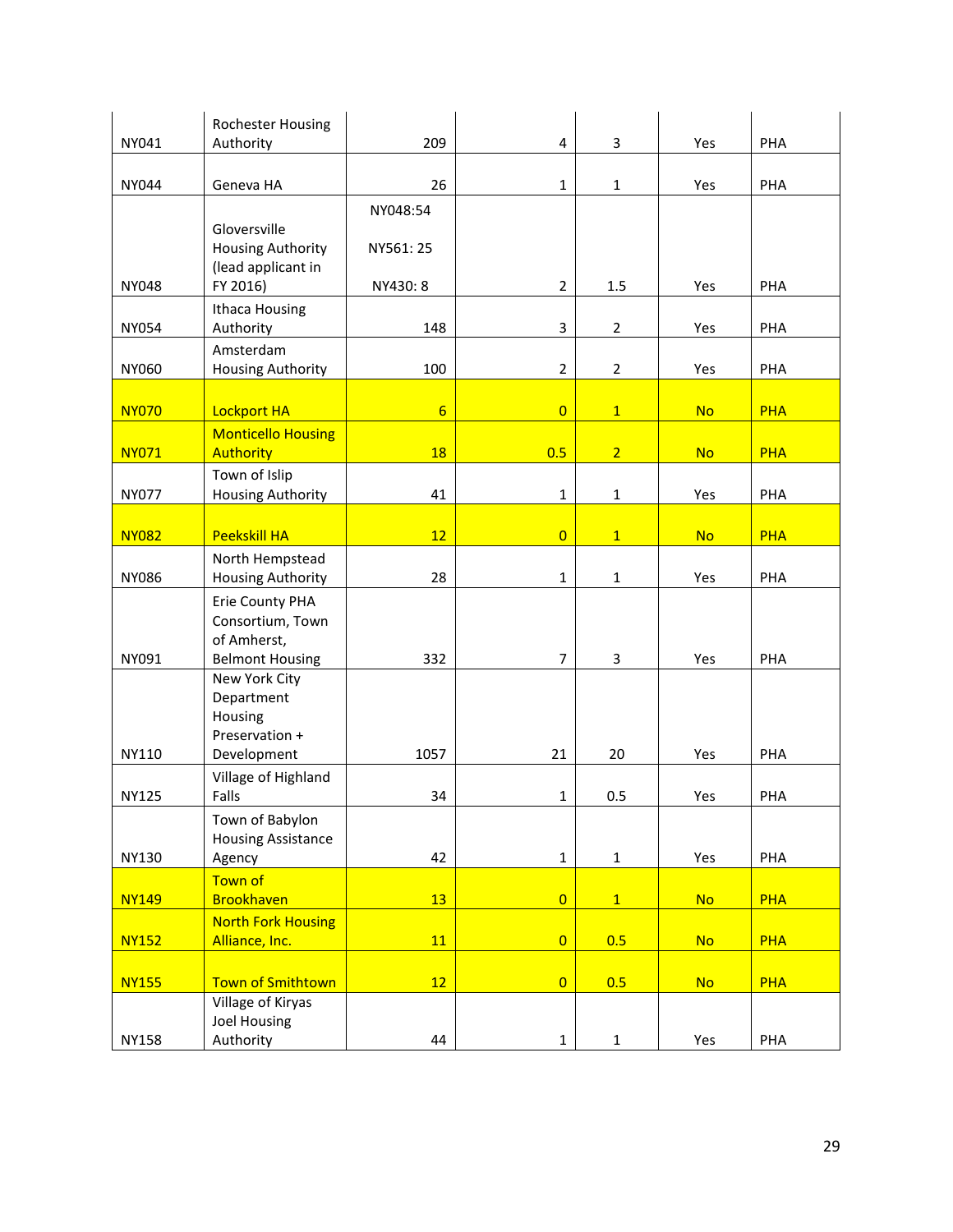| | | | | | | |
|---|---|---|---|---|---|---|
| NY041 | Rochester Housing Authority | 209 | 4 | 3 | Yes | PHA |
| NY044 | Geneva HA | 26 | 1 | 1 | Yes | PHA |
| NY048 | Gloversville Housing Authority (lead applicant in FY 2016) | NY048:54<br><br>NY561: 25<br><br>NY430: 8 | 2 | 1.5 | Yes | PHA |
| NY054 | Ithaca Housing Authority | 148 | 3 | 2 | Yes | PHA |
| NY060 | Amsterdam Housing Authority | 100 | 2 | 2 | Yes | PHA |
| NY070 | Lockport HA | 6 | 0 | 1 | No | PHA |
| NY071 | Monticello Housing Authority | 18 | 0.5 | 2 | No | PHA |
| NY077 | Town of Islip Housing Authority | 41 | 1 | 1 | Yes | PHA |
| NY082 | Peekskill HA | 12 | 0 | 1 | No | PHA |
| NY086 | North Hempstead Housing Authority | 28 | 1 | 1 | Yes | PHA |
| NY091 | Erie County PHA Consortium, Town of Amherst, Belmont Housing | 332 | 7 | 3 | Yes | PHA |
| NY110 | New York City Department Housing Preservation + Development | 1057 | 21 | 20 | Yes | PHA |
| NY125 | Village of Highland Falls | 34 | 1 | 0.5 | Yes | PHA |
| NY130 | Town of Babylon Housing Assistance Agency | 42 | 1 | 1 | Yes | PHA |
| NY149 | Town of Brookhaven | 13 | 0 | 1 | No | PHA |
| NY152 | North Fork Housing Alliance, Inc. | 11 | 0 | 0.5 | No | PHA |
| NY155 | Town of Smithtown | 12 | 0 | 0.5 | No | PHA |
| NY158 | Village of Kiryas Joel Housing Authority | 44 | 1 | 1 | Yes | PHA |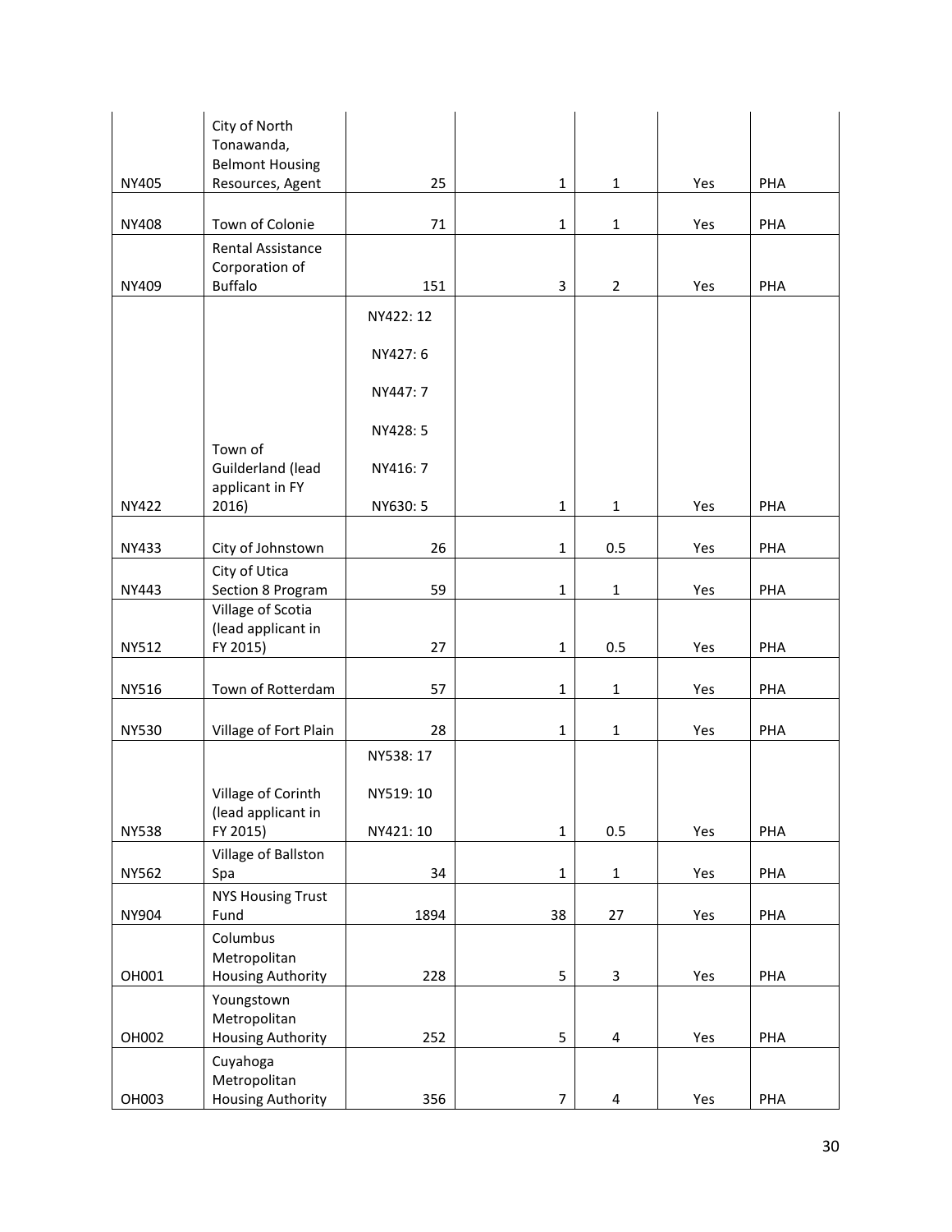| | | | | | | |
|---|---|---|---|---|---|---|
| NY405 | City of North Tonawanda, Belmont Housing Resources, Agent | 25 | 1 | 1 | Yes | PHA |
| NY408 | Town of Colonie | 71 | 1 | 1 | Yes | PHA |
| NY409 | Rental Assistance Corporation of Buffalo | 151 | 3 | 2 | Yes | PHA |
| NY422 | Town of Guilderland (lead applicant in FY 2016) | NY422: 12<br>NY427: 6<br>NY447: 7<br>NY428: 5<br>NY416: 7<br>NY630: 5 | 1 | 1 | Yes | PHA |
| NY433 | City of Johnstown | 26 | 1 | 0.5 | Yes | PHA |
| NY443 | City of Utica Section 8 Program | 59 | 1 | 1 | Yes | PHA |
| NY512 | Village of Scotia (lead applicant in FY 2015) | 27 | 1 | 0.5 | Yes | PHA |
| NY516 | Town of Rotterdam | 57 | 1 | 1 | Yes | PHA |
| NY530 | Village of Fort Plain | 28 | 1 | 1 | Yes | PHA |
| NY538 | Village of Corinth (lead applicant in FY 2015) | NY538: 17<br>NY519: 10<br>NY421: 10 | 1 | 0.5 | Yes | PHA |
| NY562 | Village of Ballston Spa | 34 | 1 | 1 | Yes | PHA |
| NY904 | NYS Housing Trust Fund | 1894 | 38 | 27 | Yes | PHA |
| OH001 | Columbus Metropolitan Housing Authority | 228 | 5 | 3 | Yes | PHA |
| OH002 | Youngstown Metropolitan Housing Authority | 252 | 5 | 4 | Yes | PHA |
| OH003 | Cuyahoga Metropolitan Housing Authority | 356 | 7 | 4 | Yes | PHA |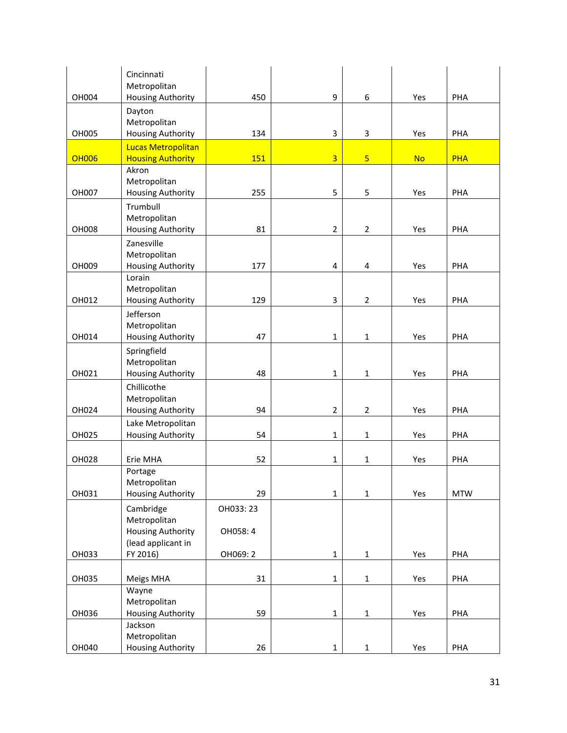| | | | | | | |
|---|---|---|---|---|---|---|
| OH004 | Cincinnati Metropolitan Housing Authority | 450 | 9 | 6 | Yes | PHA |
| OH005 | Dayton Metropolitan Housing Authority | 134 | 3 | 3 | Yes | PHA |
| OH006 | Lucas Metropolitan Housing Authority | 151 | 3 | 5 | No | PHA |
| OH007 | Akron Metropolitan Housing Authority | 255 | 5 | 5 | Yes | PHA |
| OH008 | Trumbull Metropolitan Housing Authority | 81 | 2 | 2 | Yes | PHA |
| OH009 | Zanesville Metropolitan Housing Authority | 177 | 4 | 4 | Yes | PHA |
| OH012 | Lorain Metropolitan Housing Authority | 129 | 3 | 2 | Yes | PHA |
| OH014 | Jefferson Metropolitan Housing Authority | 47 | 1 | 1 | Yes | PHA |
| OH021 | Springfield Metropolitan Housing Authority | 48 | 1 | 1 | Yes | PHA |
| OH024 | Chillicothe Metropolitan Housing Authority | 94 | 2 | 2 | Yes | PHA |
| OH025 | Lake Metropolitan Housing Authority | 54 | 1 | 1 | Yes | PHA |
| OH028 | Erie MHA | 52 | 1 | 1 | Yes | PHA |
| OH031 | Portage Metropolitan Housing Authority | 29 | 1 | 1 | Yes | MTW |
| OH033 | Cambridge Metropolitan Housing Authority (lead applicant in FY 2016) | OH033: 23<br>OH058: 4<br>OH069: 2 | 1 | 1 | Yes | PHA |
| OH035 | Meigs MHA | 31 | 1 | 1 | Yes | PHA |
| OH036 | Wayne Metropolitan Housing Authority | 59 | 1 | 1 | Yes | PHA |
| OH040 | Jackson Metropolitan Housing Authority | 26 | 1 | 1 | Yes | PHA |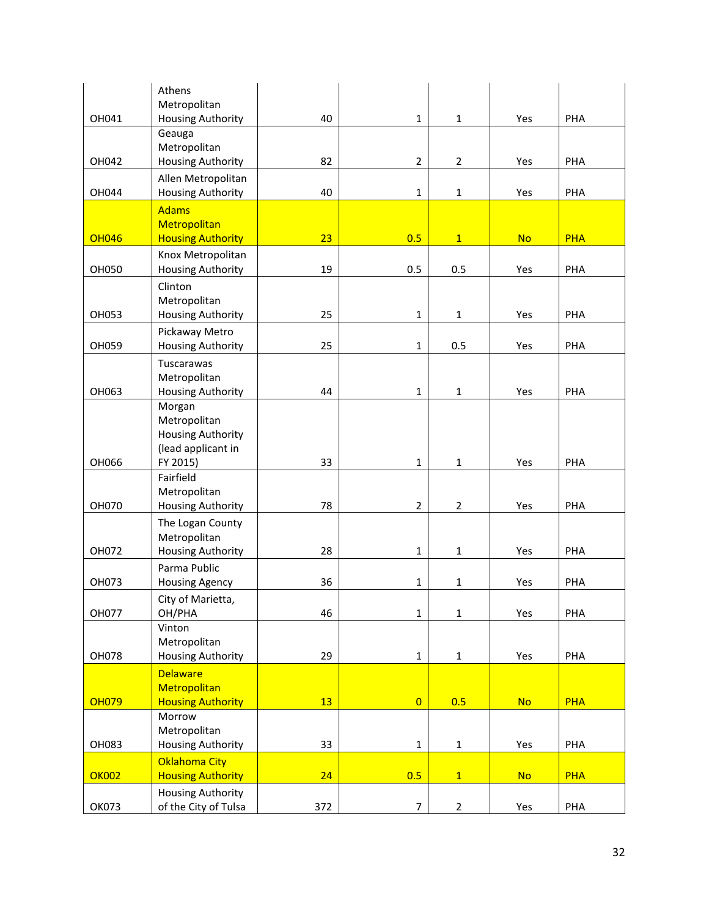| | | | | | | |
|---|---|---|---|---|---|---|
| OH041 | Athens Metropolitan Housing Authority | 40 | 1 | 1 | Yes | PHA |
| OH042 | Geauga Metropolitan Housing Authority | 82 | 2 | 2 | Yes | PHA |
| OH044 | Allen Metropolitan Housing Authority | 40 | 1 | 1 | Yes | PHA |
| OH046 | Adams Metropolitan Housing Authority | 23 | 0.5 | 1 | No | PHA |
| OH050 | Knox Metropolitan Housing Authority | 19 | 0.5 | 0.5 | Yes | PHA |
| OH053 | Clinton Metropolitan Housing Authority | 25 | 1 | 1 | Yes | PHA |
| OH059 | Pickaway Metro Housing Authority | 25 | 1 | 0.5 | Yes | PHA |
| OH063 | Tuscarawas Metropolitan Housing Authority | 44 | 1 | 1 | Yes | PHA |
| OH066 | Morgan Metropolitan Housing Authority (lead applicant in FY 2015) | 33 | 1 | 1 | Yes | PHA |
| OH070 | Fairfield Metropolitan Housing Authority | 78 | 2 | 2 | Yes | PHA |
| OH072 | The Logan County Metropolitan Housing Authority | 28 | 1 | 1 | Yes | PHA |
| OH073 | Parma Public Housing Agency | 36 | 1 | 1 | Yes | PHA |
| OH077 | City of Marietta, OH/PHA | 46 | 1 | 1 | Yes | PHA |
| OH078 | Vinton Metropolitan Housing Authority | 29 | 1 | 1 | Yes | PHA |
| OH079 | Delaware Metropolitan Housing Authority | 13 | 0 | 0.5 | No | PHA |
| OH083 | Morrow Metropolitan Housing Authority | 33 | 1 | 1 | Yes | PHA |
| OK002 | Oklahoma City Housing Authority | 24 | 0.5 | 1 | No | PHA |
| OK073 | Housing Authority of the City of Tulsa | 372 | 7 | 2 | Yes | PHA |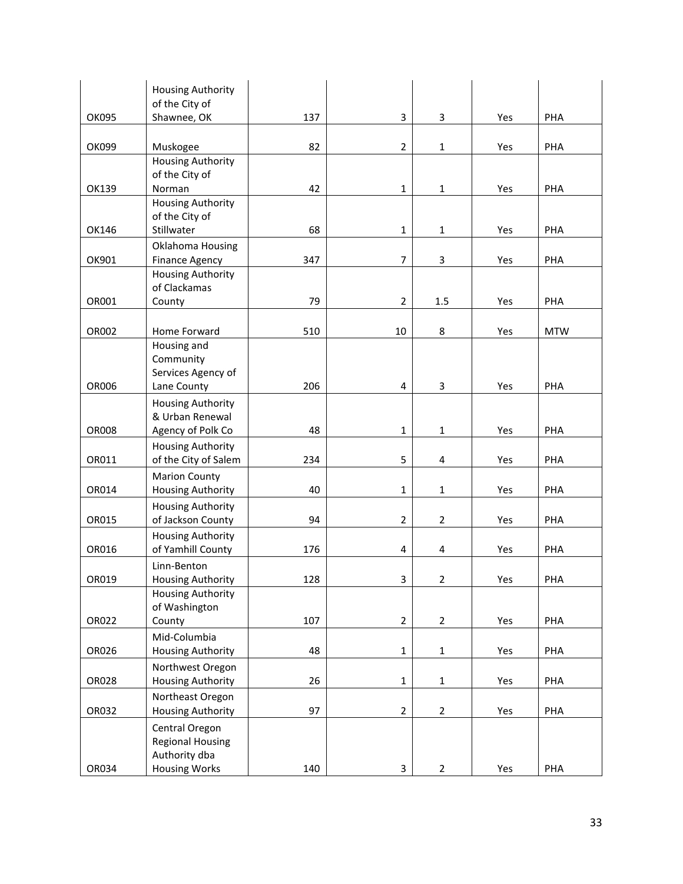| | | | | | | |
|---|---|---|---|---|---|---|
| OK095 | Housing Authority of the City of Shawnee, OK | 137 | 3 | 3 | Yes | PHA |
| OK099 | Muskogee | 82 | 2 | 1 | Yes | PHA |
| OK139 | Housing Authority of the City of Norman | 42 | 1 | 1 | Yes | PHA |
| OK146 | Housing Authority of the City of Stillwater | 68 | 1 | 1 | Yes | PHA |
| OK901 | Oklahoma Housing Finance Agency | 347 | 7 | 3 | Yes | PHA |
| OR001 | Housing Authority of Clackamas County | 79 | 2 | 1.5 | Yes | PHA |
| OR002 | Home Forward | 510 | 10 | 8 | Yes | MTW |
| OR006 | Housing and Community Services Agency of Lane County | 206 | 4 | 3 | Yes | PHA |
| OR008 | Housing Authority & Urban Renewal Agency of Polk Co | 48 | 1 | 1 | Yes | PHA |
| OR011 | Housing Authority of the City of Salem | 234 | 5 | 4 | Yes | PHA |
| OR014 | Marion County Housing Authority | 40 | 1 | 1 | Yes | PHA |
| OR015 | Housing Authority of Jackson County | 94 | 2 | 2 | Yes | PHA |
| OR016 | Housing Authority of Yamhill County | 176 | 4 | 4 | Yes | PHA |
| OR019 | Linn-Benton Housing Authority | 128 | 3 | 2 | Yes | PHA |
| OR022 | Housing Authority of Washington County | 107 | 2 | 2 | Yes | PHA |
| OR026 | Mid-Columbia Housing Authority | 48 | 1 | 1 | Yes | PHA |
| OR028 | Northwest Oregon Housing Authority | 26 | 1 | 1 | Yes | PHA |
| OR032 | Northeast Oregon Housing Authority | 97 | 2 | 2 | Yes | PHA |
| OR034 | Central Oregon Regional Housing Authority dba Housing Works | 140 | 3 | 2 | Yes | PHA |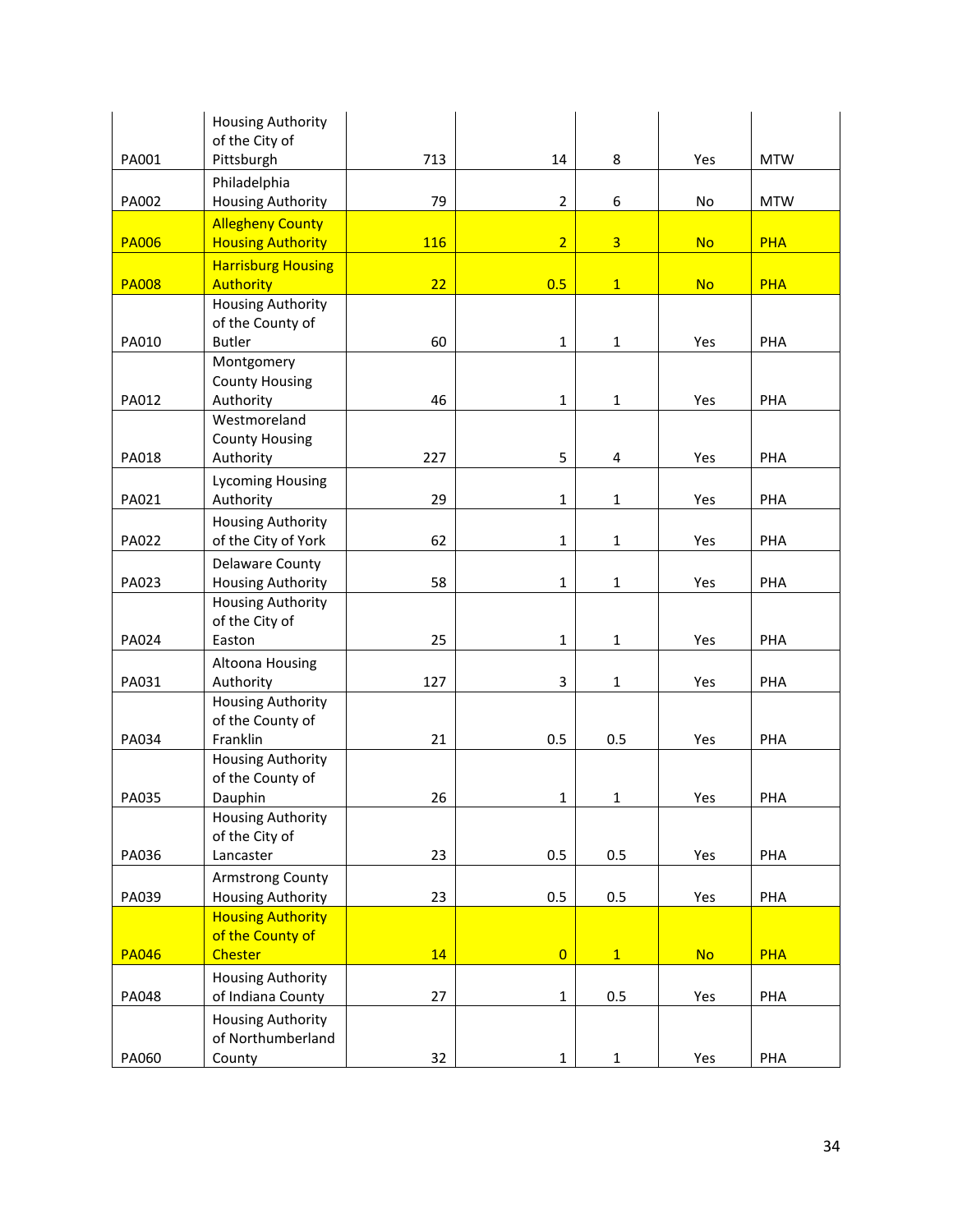| | | | | | | |
|---|---|---|---|---|---|---|
| PA001 | Housing Authority of the City of Pittsburgh | 713 | 14 | 8 | Yes | MTW |
| PA002 | Philadelphia Housing Authority | 79 | 2 | 6 | No | MTW |
| PA006 | Allegheny County Housing Authority | 116 | 2 | 3 | No | PHA |
| PA008 | Harrisburg Housing Authority | 22 | 0.5 | 1 | No | PHA |
| PA010 | Housing Authority of the County of Butler | 60 | 1 | 1 | Yes | PHA |
| PA012 | Montgomery County Housing Authority | 46 | 1 | 1 | Yes | PHA |
| PA018 | Westmoreland County Housing Authority | 227 | 5 | 4 | Yes | PHA |
| PA021 | Lycoming Housing Authority | 29 | 1 | 1 | Yes | PHA |
| PA022 | Housing Authority of the City of York | 62 | 1 | 1 | Yes | PHA |
| PA023 | Delaware County Housing Authority | 58 | 1 | 1 | Yes | PHA |
| PA024 | Housing Authority of the City of Easton | 25 | 1 | 1 | Yes | PHA |
| PA031 | Altoona Housing Authority | 127 | 3 | 1 | Yes | PHA |
| PA034 | Housing Authority of the County of Franklin | 21 | 0.5 | 0.5 | Yes | PHA |
| PA035 | Housing Authority of the County of Dauphin | 26 | 1 | 1 | Yes | PHA |
| PA036 | Housing Authority of the City of Lancaster | 23 | 0.5 | 0.5 | Yes | PHA |
| PA039 | Armstrong County Housing Authority | 23 | 0.5 | 0.5 | Yes | PHA |
| PA046 | Housing Authority of the County of Chester | 14 | 0 | 1 | No | PHA |
| PA048 | Housing Authority of Indiana County | 27 | 1 | 0.5 | Yes | PHA |
| PA060 | Housing Authority of Northumberland County | 32 | 1 | 1 | Yes | PHA |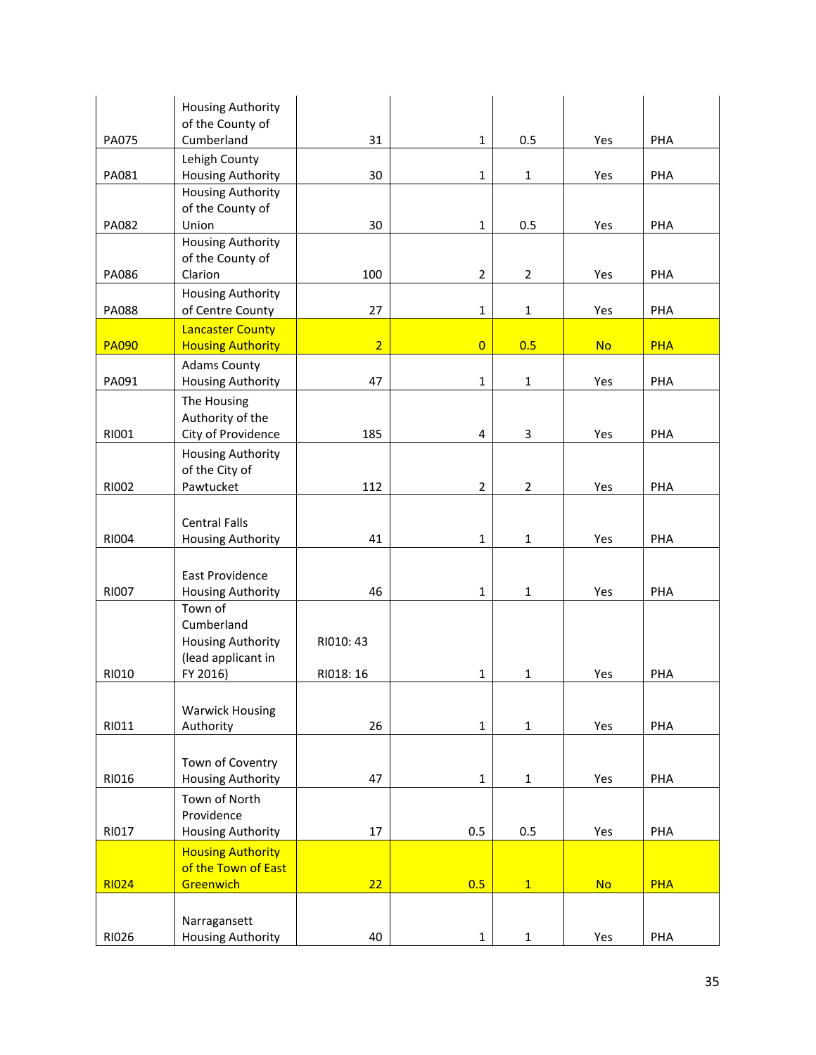| | | | | | | |
|---|---|---|---|---|---|---|
| PA075 | Housing Authority of the County of Cumberland | 31 | 1 | 0.5 | Yes | PHA |
| PA081 | Lehigh County Housing Authority | 30 | 1 | 1 | Yes | PHA |
| PA082 | Housing Authority of the County of Union | 30 | 1 | 0.5 | Yes | PHA |
| PA086 | Housing Authority of the County of Clarion | 100 | 2 | 2 | Yes | PHA |
| PA088 | Housing Authority of Centre County | 27 | 1 | 1 | Yes | PHA |
| PA090 | Lancaster County Housing Authority | 2 | 0 | 0.5 | No | PHA |
| PA091 | Adams County Housing Authority | 47 | 1 | 1 | Yes | PHA |
| RI001 | The Housing Authority of the City of Providence | 185 | 4 | 3 | Yes | PHA |
| RI002 | Housing Authority of the City of Pawtucket | 112 | 2 | 2 | Yes | PHA |
| RI004 | Central Falls Housing Authority | 41 | 1 | 1 | Yes | PHA |
| RI007 | East Providence Housing Authority | 46 | 1 | 1 | Yes | PHA |
| RI010 | Town of Cumberland Housing Authority (lead applicant in FY 2016) | RI010: 43<br>RI018: 16 | 1 | 1 | Yes | PHA |
| RI011 | Warwick Housing Authority | 26 | 1 | 1 | Yes | PHA |
| RI016 | Town of Coventry Housing Authority | 47 | 1 | 1 | Yes | PHA |
| RI017 | Town of North Providence Housing Authority | 17 | 0.5 | 0.5 | Yes | PHA |
| RI024 | Housing Authority of the Town of East Greenwich | 22 | 0.5 | 1 | No | PHA |
| RI026 | Narragansett Housing Authority | 40 | 1 | 1 | Yes | PHA |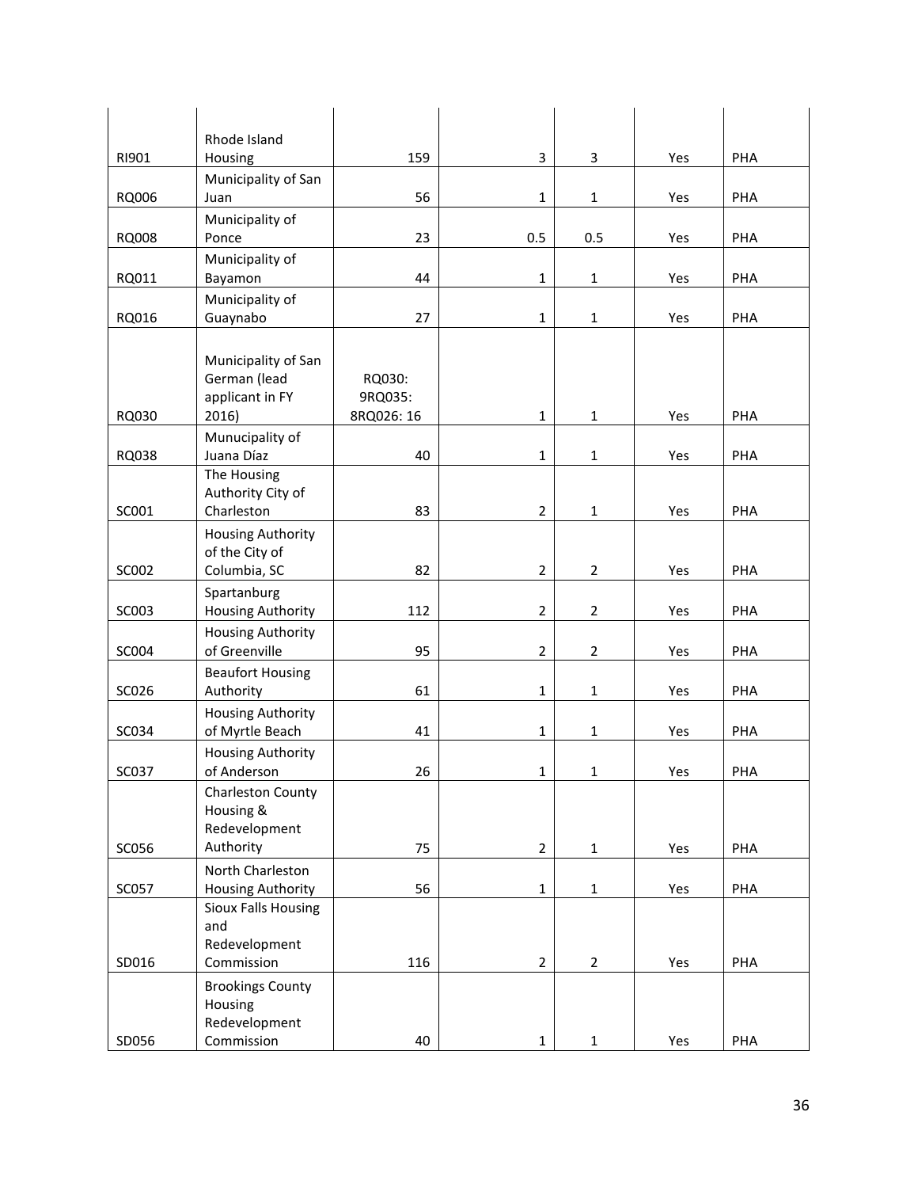| | | | | | | |
|---|---|---|---|---|---|---|
| RI901 | Rhode Island Housing | 159 | 3 | 3 | Yes | PHA |
| RQ006 | Municipality of San Juan | 56 | 1 | 1 | Yes | PHA |
| RQ008 | Municipality of Ponce | 23 | 0.5 | 0.5 | Yes | PHA |
| RQ011 | Municipality of Bayamon | 44 | 1 | 1 | Yes | PHA |
| RQ016 | Municipality of Guaynabo | 27 | 1 | 1 | Yes | PHA |
| RQ030 | Municipality of San German (lead applicant in FY 2016) | RQ030: 9RQ035: 8RQ026: 16 | 1 | 1 | Yes | PHA |
| RQ038 | Munucipality of Juana Díaz | 40 | 1 | 1 | Yes | PHA |
| SC001 | The Housing Authority City of Charleston | 83 | 2 | 1 | Yes | PHA |
| SC002 | Housing Authority of the City of Columbia, SC | 82 | 2 | 2 | Yes | PHA |
| SC003 | Spartanburg Housing Authority | 112 | 2 | 2 | Yes | PHA |
| SC004 | Housing Authority of Greenville | 95 | 2 | 2 | Yes | PHA |
| SC026 | Beaufort Housing Authority | 61 | 1 | 1 | Yes | PHA |
| SC034 | Housing Authority of Myrtle Beach | 41 | 1 | 1 | Yes | PHA |
| SC037 | Housing Authority of Anderson | 26 | 1 | 1 | Yes | PHA |
| SC056 | Charleston County Housing & Redevelopment Authority | 75 | 2 | 1 | Yes | PHA |
| SC057 | North Charleston Housing Authority | 56 | 1 | 1 | Yes | PHA |
| SD016 | Sioux Falls Housing and Redevelopment Commission | 116 | 2 | 2 | Yes | PHA |
| SD056 | Brookings County Housing Redevelopment Commission | 40 | 1 | 1 | Yes | PHA |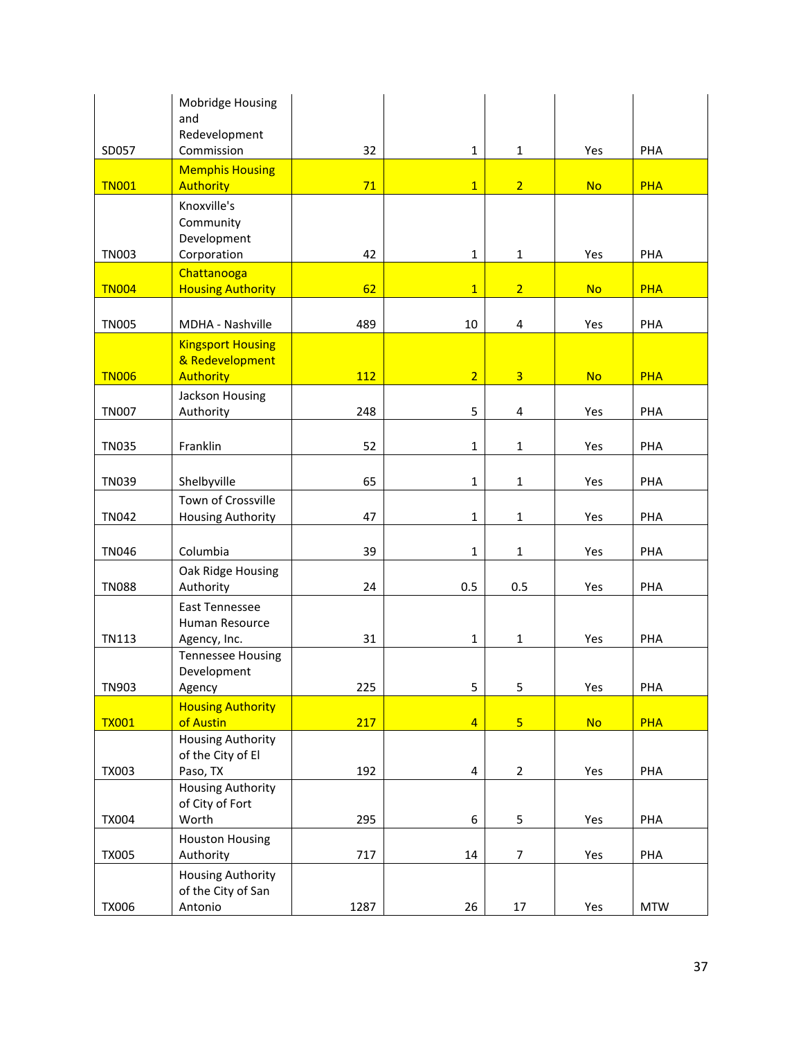| | | | | | | |
|---|---|---|---|---|---|---|
| SD057 | Mobridge Housing and Redevelopment Commission | 32 | 1 | 1 | Yes | PHA |
| TN001 | Memphis Housing Authority | 71 | 1 | 2 | No | PHA |
| TN003 | Knoxville's Community Development Corporation | 42 | 1 | 1 | Yes | PHA |
| TN004 | Chattanooga Housing Authority | 62 | 1 | 2 | No | PHA |
| TN005 | MDHA - Nashville | 489 | 10 | 4 | Yes | PHA |
| TN006 | Kingsport Housing & Redevelopment Authority | 112 | 2 | 3 | No | PHA |
| TN007 | Jackson Housing Authority | 248 | 5 | 4 | Yes | PHA |
| TN035 | Franklin | 52 | 1 | 1 | Yes | PHA |
| TN039 | Shelbyville | 65 | 1 | 1 | Yes | PHA |
| TN042 | Town of Crossville Housing Authority | 47 | 1 | 1 | Yes | PHA |
| TN046 | Columbia | 39 | 1 | 1 | Yes | PHA |
| TN088 | Oak Ridge Housing Authority | 24 | 0.5 | 0.5 | Yes | PHA |
| TN113 | East Tennessee Human Resource Agency, Inc. | 31 | 1 | 1 | Yes | PHA |
| TN903 | Tennessee Housing Development Agency | 225 | 5 | 5 | Yes | PHA |
| TX001 | Housing Authority of Austin | 217 | 4 | 5 | No | PHA |
| TX003 | Housing Authority of the City of El Paso, TX | 192 | 4 | 2 | Yes | PHA |
| TX004 | Housing Authority of City of Fort Worth | 295 | 6 | 5 | Yes | PHA |
| TX005 | Houston Housing Authority | 717 | 14 | 7 | Yes | PHA |
| TX006 | Housing Authority of the City of San Antonio | 1287 | 26 | 17 | Yes | MTW |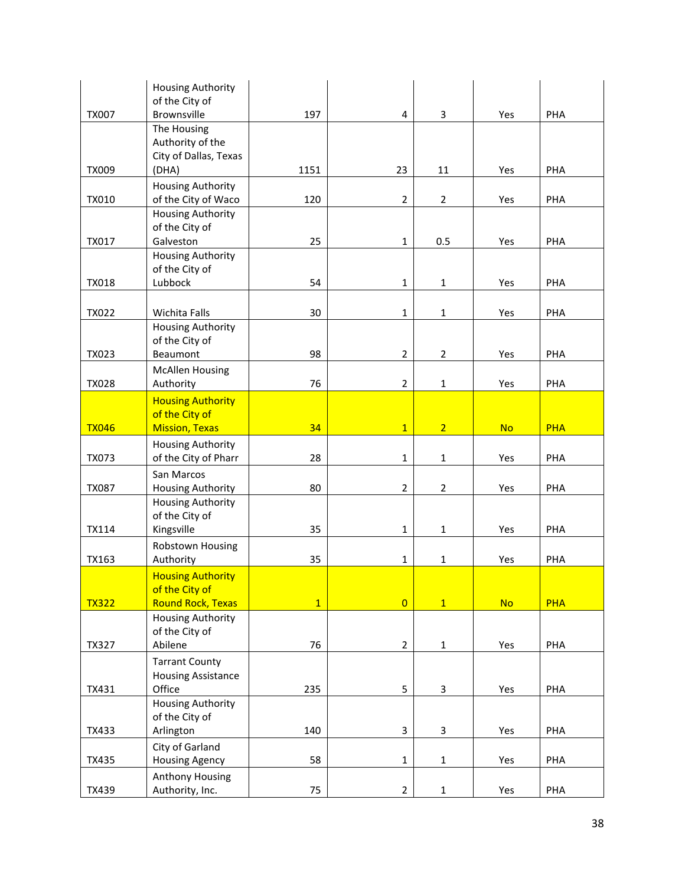| | | | | | | |
|---|---|---|---|---|---|---|
| TX007 | Housing Authority of the City of Brownsville | 197 | 4 | 3 | Yes | PHA |
| TX009 | The Housing Authority of the City of Dallas, Texas (DHA) | 1151 | 23 | 11 | Yes | PHA |
| TX010 | Housing Authority of the City of Waco | 120 | 2 | 2 | Yes | PHA |
| TX017 | Housing Authority of the City of Galveston | 25 | 1 | 0.5 | Yes | PHA |
| TX018 | Housing Authority of the City of Lubbock | 54 | 1 | 1 | Yes | PHA |
| TX022 | Wichita Falls | 30 | 1 | 1 | Yes | PHA |
| TX023 | Housing Authority of the City of Beaumont | 98 | 2 | 2 | Yes | PHA |
| TX028 | McAllen Housing Authority | 76 | 2 | 1 | Yes | PHA |
| TX046 | Housing Authority of the City of Mission, Texas | 34 | 1 | 2 | No | PHA |
| TX073 | Housing Authority of the City of Pharr | 28 | 1 | 1 | Yes | PHA |
| TX087 | San Marcos Housing Authority | 80 | 2 | 2 | Yes | PHA |
| TX114 | Housing Authority of the City of Kingsville | 35 | 1 | 1 | Yes | PHA |
| TX163 | Robstown Housing Authority | 35 | 1 | 1 | Yes | PHA |
| TX322 | Housing Authority of the City of Round Rock, Texas | 1 | 0 | 1 | No | PHA |
| TX327 | Housing Authority of the City of Abilene | 76 | 2 | 1 | Yes | PHA |
| TX431 | Tarrant County Housing Assistance Office | 235 | 5 | 3 | Yes | PHA |
| TX433 | Housing Authority of the City of Arlington | 140 | 3 | 3 | Yes | PHA |
| TX435 | City of Garland Housing Agency | 58 | 1 | 1 | Yes | PHA |
| TX439 | Anthony Housing Authority, Inc. | 75 | 2 | 1 | Yes | PHA |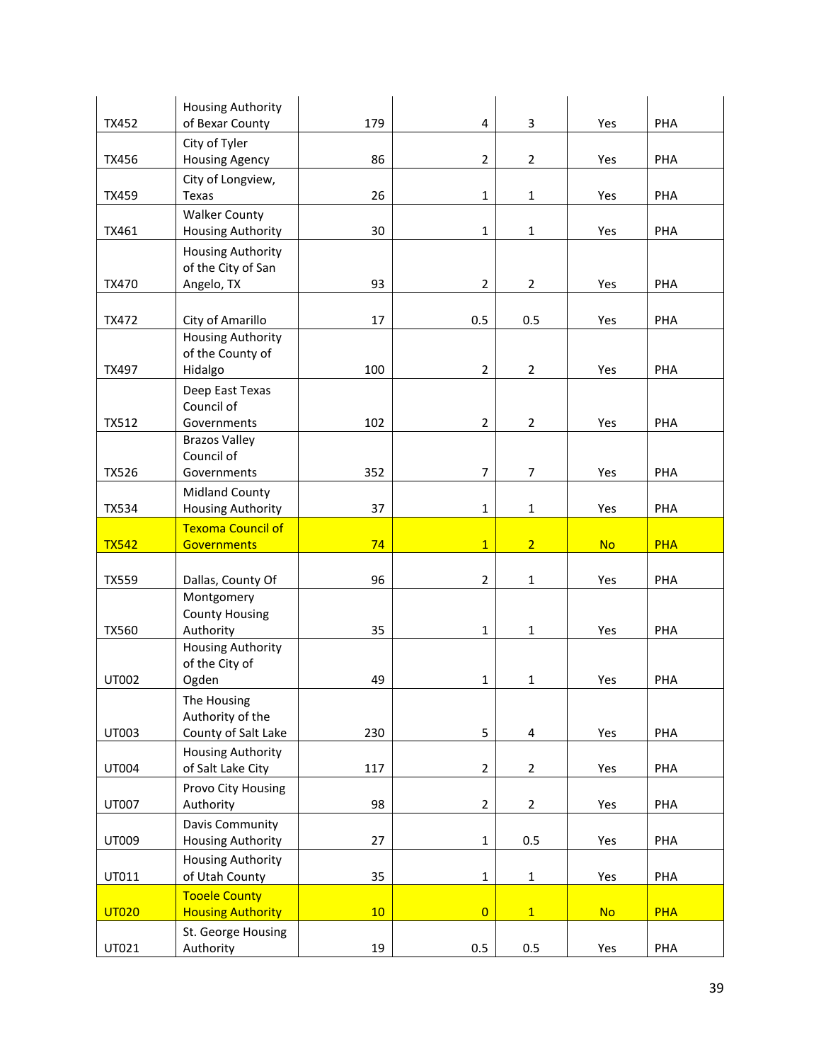| | | | | | | |
|---|---|---|---|---|---|---|
| TX452 | Housing Authority of Bexar County | 179 | 4 | 3 | Yes | PHA |
| TX456 | City of Tyler Housing Agency | 86 | 2 | 2 | Yes | PHA |
| TX459 | City of Longview, Texas | 26 | 1 | 1 | Yes | PHA |
| TX461 | Walker County Housing Authority | 30 | 1 | 1 | Yes | PHA |
| TX470 | Housing Authority of the City of San Angelo, TX | 93 | 2 | 2 | Yes | PHA |
| TX472 | City of Amarillo | 17 | 0.5 | 0.5 | Yes | PHA |
| TX497 | Housing Authority of the County of Hidalgo | 100 | 2 | 2 | Yes | PHA |
| TX512 | Deep East Texas Council of Governments | 102 | 2 | 2 | Yes | PHA |
| TX526 | Brazos Valley Council of Governments | 352 | 7 | 7 | Yes | PHA |
| TX534 | Midland County Housing Authority | 37 | 1 | 1 | Yes | PHA |
| TX542 | Texoma Council of Governments | 74 | 1 | 2 | No | PHA |
| TX559 | Dallas, County Of | 96 | 2 | 1 | Yes | PHA |
| TX560 | Montgomery County Housing Authority | 35 | 1 | 1 | Yes | PHA |
| UT002 | Housing Authority of the City of Ogden | 49 | 1 | 1 | Yes | PHA |
| UT003 | The Housing Authority of the County of Salt Lake | 230 | 5 | 4 | Yes | PHA |
| UT004 | Housing Authority of Salt Lake City | 117 | 2 | 2 | Yes | PHA |
| UT007 | Provo City Housing Authority | 98 | 2 | 2 | Yes | PHA |
| UT009 | Davis Community Housing Authority | 27 | 1 | 0.5 | Yes | PHA |
| UT011 | Housing Authority of Utah County | 35 | 1 | 1 | Yes | PHA |
| UT020 | Tooele County Housing Authority | 10 | 0 | 1 | No | PHA |
| UT021 | St. George Housing Authority | 19 | 0.5 | 0.5 | Yes | PHA |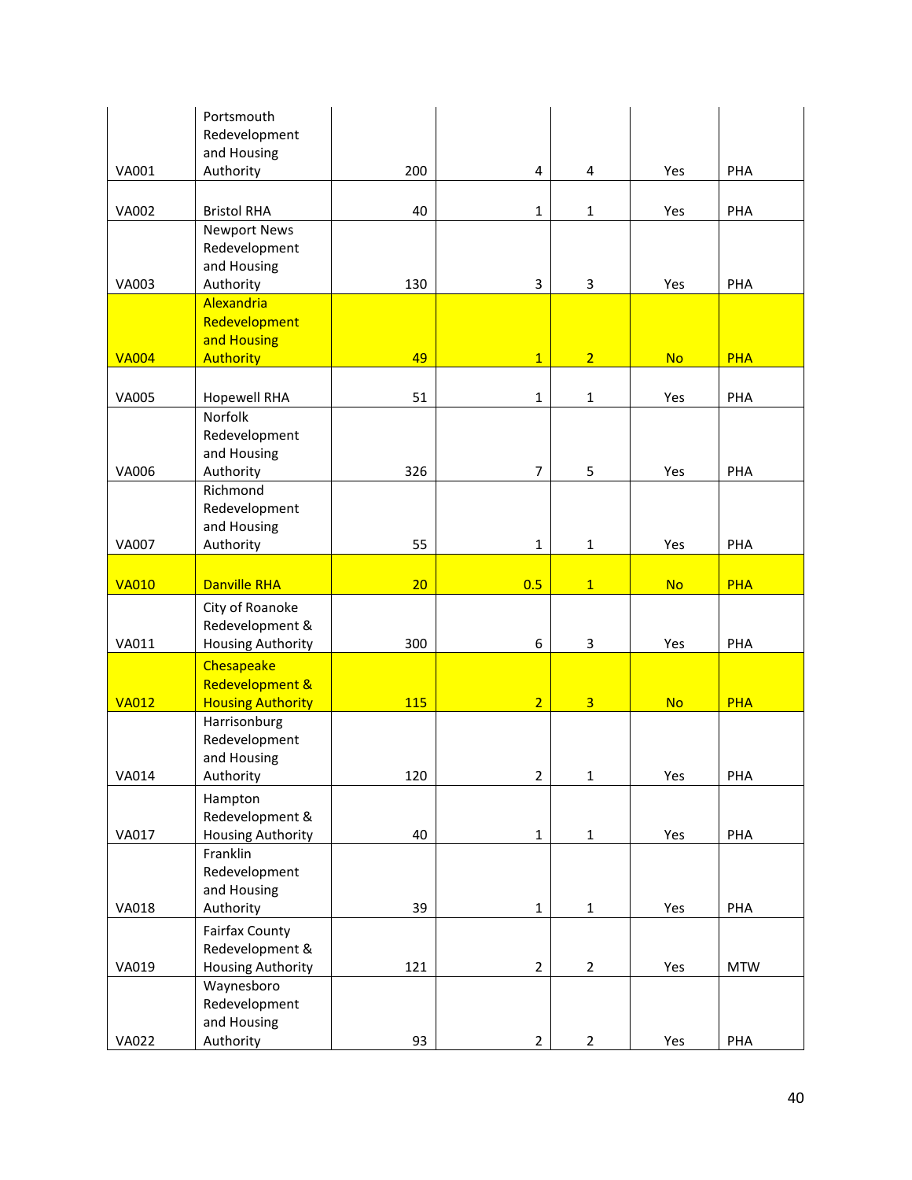| | | | | | | |
|---|---|---|---|---|---|---|
| VA001 | Portsmouth Redevelopment and Housing Authority | 200 | 4 | 4 | Yes | PHA |
| VA002 | Bristol RHA | 40 | 1 | 1 | Yes | PHA |
| VA003 | Newport News Redevelopment and Housing Authority | 130 | 3 | 3 | Yes | PHA |
| VA004 | Alexandria Redevelopment and Housing Authority | 49 | 1 | 2 | No | PHA |
| VA005 | Hopewell RHA | 51 | 1 | 1 | Yes | PHA |
| VA006 | Norfolk Redevelopment and Housing Authority | 326 | 7 | 5 | Yes | PHA |
| VA007 | Richmond Redevelopment and Housing Authority | 55 | 1 | 1 | Yes | PHA |
| VA010 | Danville RHA | 20 | 0.5 | 1 | No | PHA |
| VA011 | City of Roanoke Redevelopment & Housing Authority | 300 | 6 | 3 | Yes | PHA |
| VA012 | Chesapeake Redevelopment & Housing Authority | 115 | 2 | 3 | No | PHA |
| VA014 | Harrisonburg Redevelopment and Housing Authority | 120 | 2 | 1 | Yes | PHA |
| VA017 | Hampton Redevelopment & Housing Authority | 40 | 1 | 1 | Yes | PHA |
| VA018 | Franklin Redevelopment and Housing Authority | 39 | 1 | 1 | Yes | PHA |
| VA019 | Fairfax County Redevelopment & Housing Authority | 121 | 2 | 2 | Yes | MTW |
| VA022 | Waynesboro Redevelopment and Housing Authority | 93 | 2 | 2 | Yes | PHA |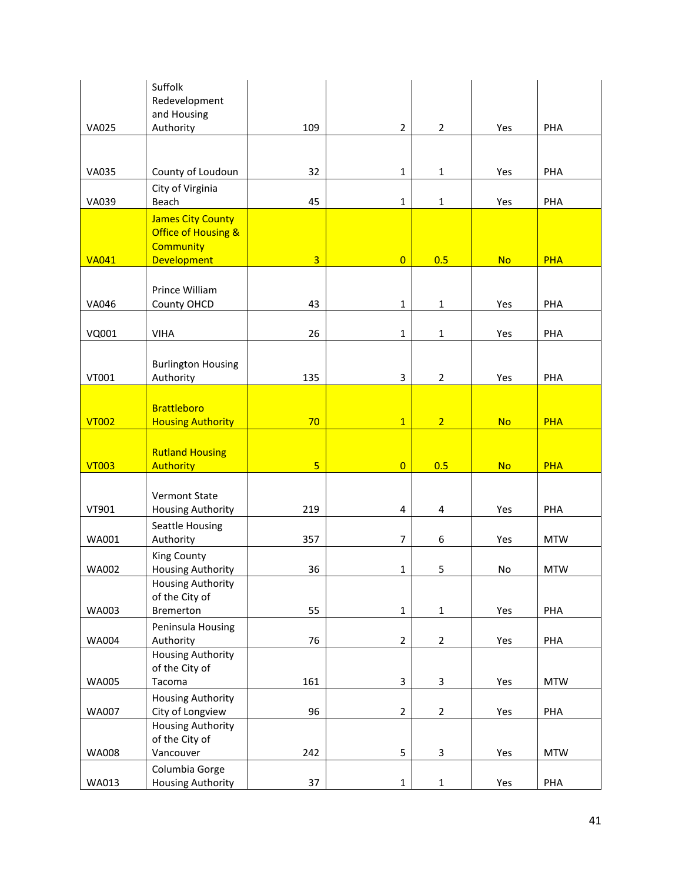| | | | | | | |
|---|---|---|---|---|---|---|
| VA025 | Suffolk Redevelopment and Housing Authority | 109 | 2 | 2 | Yes | PHA |
| VA035 | County of Loudoun | 32 | 1 | 1 | Yes | PHA |
| VA039 | City of Virginia Beach | 45 | 1 | 1 | Yes | PHA |
| VA041 | James City County Office of Housing & Community Development | 3 | 0 | 0.5 | No | PHA |
| VA046 | Prince William County OHCD | 43 | 1 | 1 | Yes | PHA |
| VQ001 | VIHA | 26 | 1 | 1 | Yes | PHA |
| VT001 | Burlington Housing Authority | 135 | 3 | 2 | Yes | PHA |
| VT002 | Brattleboro Housing Authority | 70 | 1 | 2 | No | PHA |
| VT003 | Rutland Housing Authority | 5 | 0 | 0.5 | No | PHA |
| VT901 | Vermont State Housing Authority | 219 | 4 | 4 | Yes | PHA |
| WA001 | Seattle Housing Authority | 357 | 7 | 6 | Yes | MTW |
| WA002 | King County Housing Authority | 36 | 1 | 5 | No | MTW |
| WA003 | Housing Authority of the City of Bremerton | 55 | 1 | 1 | Yes | PHA |
| WA004 | Peninsula Housing Authority | 76 | 2 | 2 | Yes | PHA |
| WA005 | Housing Authority of the City of Tacoma | 161 | 3 | 3 | Yes | MTW |
| WA007 | Housing Authority City of Longview | 96 | 2 | 2 | Yes | PHA |
| WA008 | Housing Authority of the City of Vancouver | 242 | 5 | 3 | Yes | MTW |
| WA013 | Columbia Gorge Housing Authority | 37 | 1 | 1 | Yes | PHA |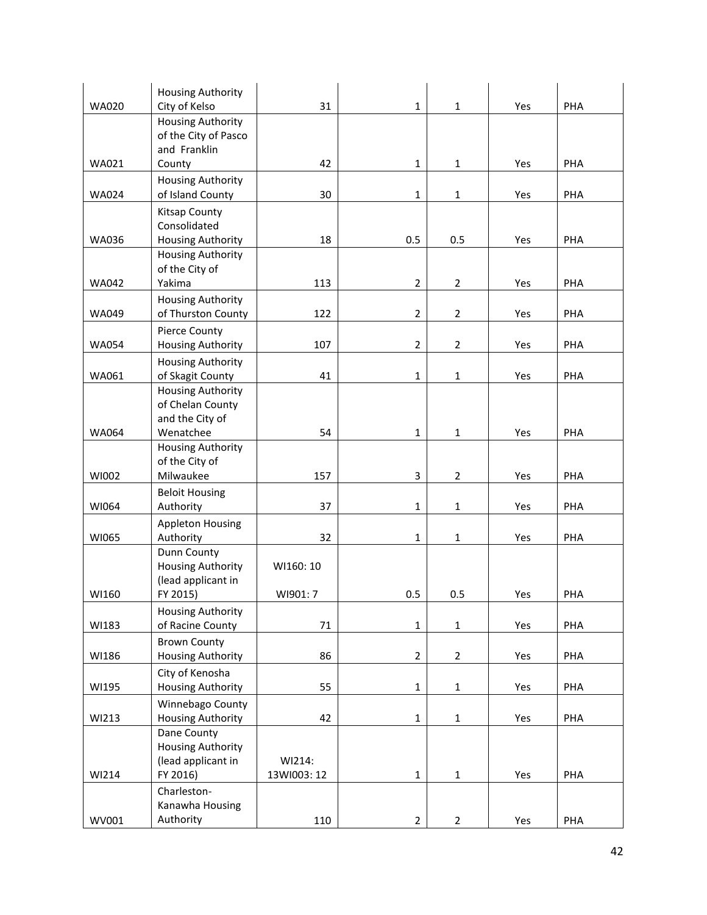| | | | | | | |
|---|---|---|---|---|---|---|
| WA020 | Housing Authority City of Kelso | 31 | 1 | 1 | Yes | PHA |
| WA021 | Housing Authority of the City of Pasco and Franklin County | 42 | 1 | 1 | Yes | PHA |
| WA024 | Housing Authority of Island County | 30 | 1 | 1 | Yes | PHA |
| WA036 | Kitsap County Consolidated Housing Authority | 18 | 0.5 | 0.5 | Yes | PHA |
| WA042 | Housing Authority of the City of Yakima | 113 | 2 | 2 | Yes | PHA |
| WA049 | Housing Authority of Thurston County | 122 | 2 | 2 | Yes | PHA |
| WA054 | Pierce County Housing Authority | 107 | 2 | 2 | Yes | PHA |
| WA061 | Housing Authority of Skagit County | 41 | 1 | 1 | Yes | PHA |
| WA064 | Housing Authority of Chelan County and the City of Wenatchee | 54 | 1 | 1 | Yes | PHA |
| WI002 | Housing Authority of the City of Milwaukee | 157 | 3 | 2 | Yes | PHA |
| WI064 | Beloit Housing Authority | 37 | 1 | 1 | Yes | PHA |
| WI065 | Appleton Housing Authority | 32 | 1 | 1 | Yes | PHA |
| WI160 | Dunn County Housing Authority (lead applicant in FY 2015) | WI160: 10 WI901: 7 | 0.5 | 0.5 | Yes | PHA |
| WI183 | Housing Authority of Racine County | 71 | 1 | 1 | Yes | PHA |
| WI186 | Brown County Housing Authority | 86 | 2 | 2 | Yes | PHA |
| WI195 | City of Kenosha Housing Authority | 55 | 1 | 1 | Yes | PHA |
| WI213 | Winnebago County Housing Authority | 42 | 1 | 1 | Yes | PHA |
| WI214 | Dane County Housing Authority (lead applicant in FY 2016) | WI214: 13WI003: 12 | 1 | 1 | Yes | PHA |
| WV001 | Charleston-Kanawha Housing Authority | 110 | 2 | 2 | Yes | PHA |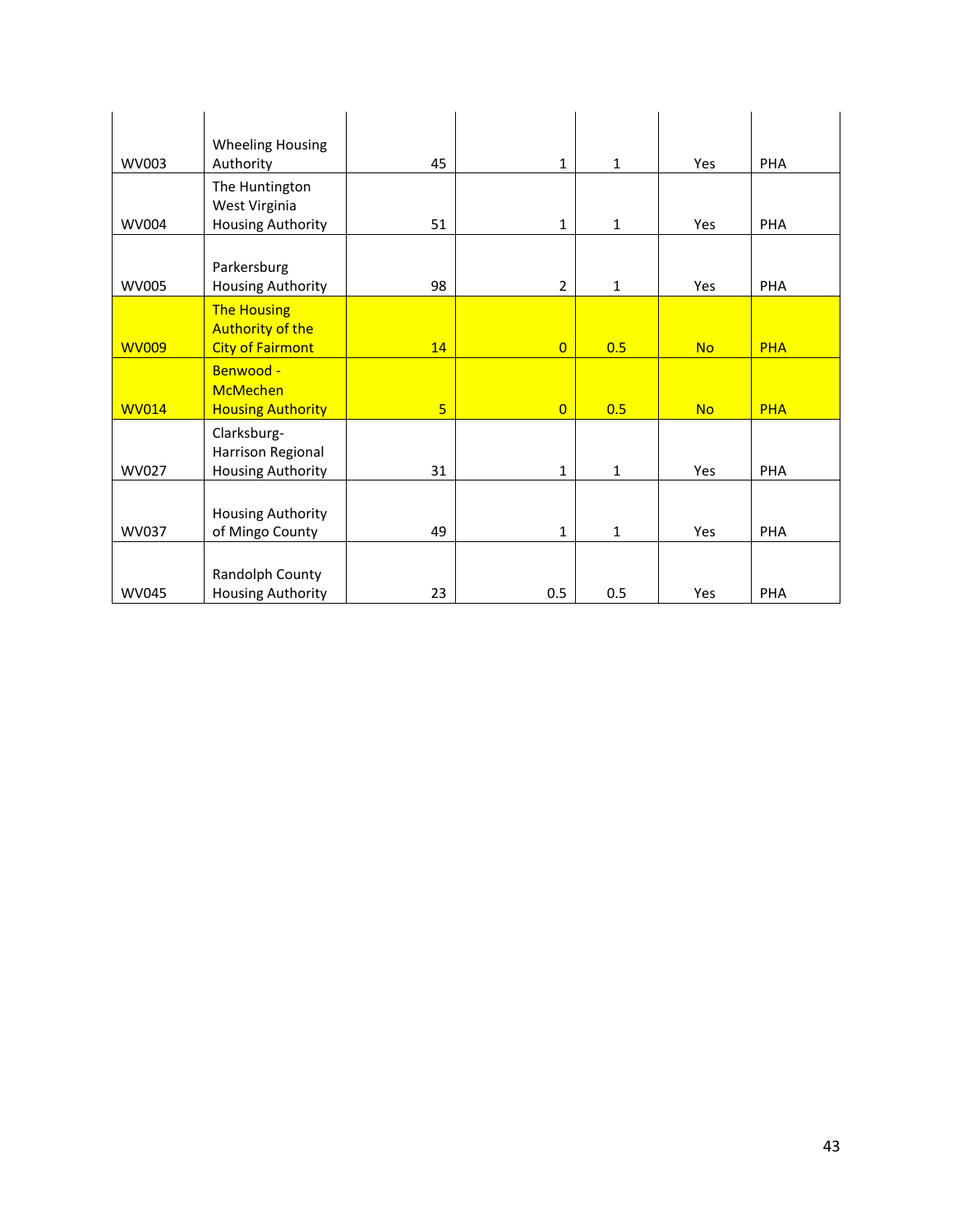| | | | | | | |
|---|---|---|---|---|---|---|
| WV003 | Wheeling Housing Authority | 45 | 1 | 1 | Yes | PHA |
| WV004 | The Huntington West Virginia Housing Authority | 51 | 1 | 1 | Yes | PHA |
| WV005 | Parkersburg Housing Authority | 98 | 2 | 1 | Yes | PHA |
| WV009 | The Housing Authority of the City of Fairmont | 14 | 0 | 0.5 | No | PHA |
| WV014 | Benwood - McMechen Housing Authority | 5 | 0 | 0.5 | No | PHA |
| WV027 | Clarksburg-Harrison Regional Housing Authority | 31 | 1 | 1 | Yes | PHA |
| WV037 | Housing Authority of Mingo County | 49 | 1 | 1 | Yes | PHA |
| WV045 | Randolph County Housing Authority | 23 | 0.5 | 0.5 | Yes | PHA |